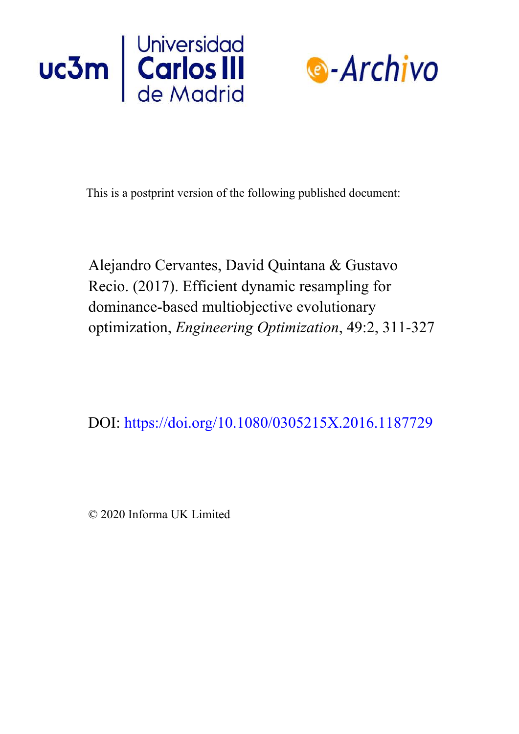This is a postprint version of the following published document:

Alejandro Cervantes, David Quintana & Gustavo Recio. (2017). Efficient dynamic resampling for dominance-based multiobjective evolutionary optimization, *Engineering Optimization*, 49:2, 311-327

DOI: https://doi.org/10.1080/0305215X.2016.1187729

© 2020 Informa UK Limited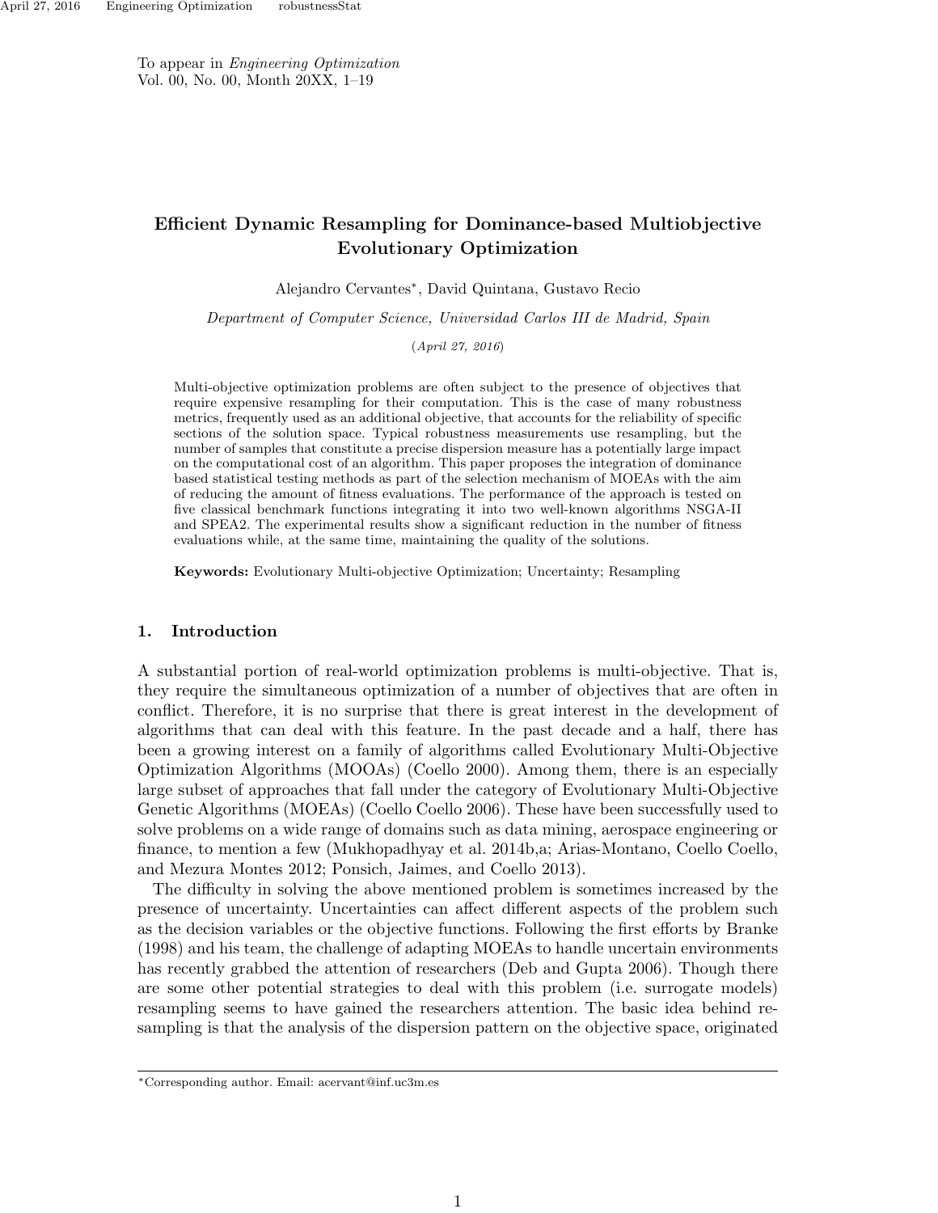To appear in *Engineering Optimization*
Vol. 00, No. 00, Month 20XX, 1–19

# Efficient Dynamic Resampling for Dominance-based Multiobjective Evolutionary Optimization

Alejandro Cervantes*, David Quintana, Gustavo Recio

*Department of Computer Science, Universidad Carlos III de Madrid, Spain*

(*April 27, 2016*)

Multi-objective optimization problems are often subject to the presence of objectives that require expensive resampling for their computation. This is the case of many robustness metrics, frequently used as an additional objective, that accounts for the reliability of specific sections of the solution space. Typical robustness measurements use resampling, but the number of samples that constitute a precise dispersion measure has a potentially large impact on the computational cost of an algorithm. This paper proposes the integration of dominance based statistical testing methods as part of the selection mechanism of MOEAs with the aim of reducing the amount of fitness evaluations. The performance of the approach is tested on five classical benchmark functions integrating it into two well-known algorithms NSGA-II and SPEA2. The experimental results show a significant reduction in the number of fitness evaluations while, at the same time, maintaining the quality of the solutions.

**Keywords:** Evolutionary Multi-objective Optimization; Uncertainty; Resampling

## 1. Introduction

A substantial portion of real-world optimization problems is multi-objective. That is, they require the simultaneous optimization of a number of objectives that are often in conflict. Therefore, it is no surprise that there is great interest in the development of algorithms that can deal with this feature. In the past decade and a half, there has been a growing interest on a family of algorithms called Evolutionary Multi-Objective Optimization Algorithms (MOOAs) (Coello 2000). Among them, there is an especially large subset of approaches that fall under the category of Evolutionary Multi-Objective Genetic Algorithms (MOEAs) (Coello Coello 2006). These have been successfully used to solve problems on a wide range of domains such as data mining, aerospace engineering or finance, to mention a few (Mukhopadhyay et al. 2014b,a; Arias-Montano, Coello Coello, and Mezura Montes 2012; Ponsich, Jaimes, and Coello 2013).

The difficulty in solving the above mentioned problem is sometimes increased by the presence of uncertainty. Uncertainties can affect different aspects of the problem such as the decision variables or the objective functions. Following the first efforts by Branke (1998) and his team, the challenge of adapting MOEAs to handle uncertain environments has recently grabbed the attention of researchers (Deb and Gupta 2006). Though there are some other potential strategies to deal with this problem (i.e. surrogate models) resampling seems to have gained the researchers attention. The basic idea behind resampling is that the analysis of the dispersion pattern on the objective space, originated

*Corresponding author. Email: acervant@inf.uc3m.es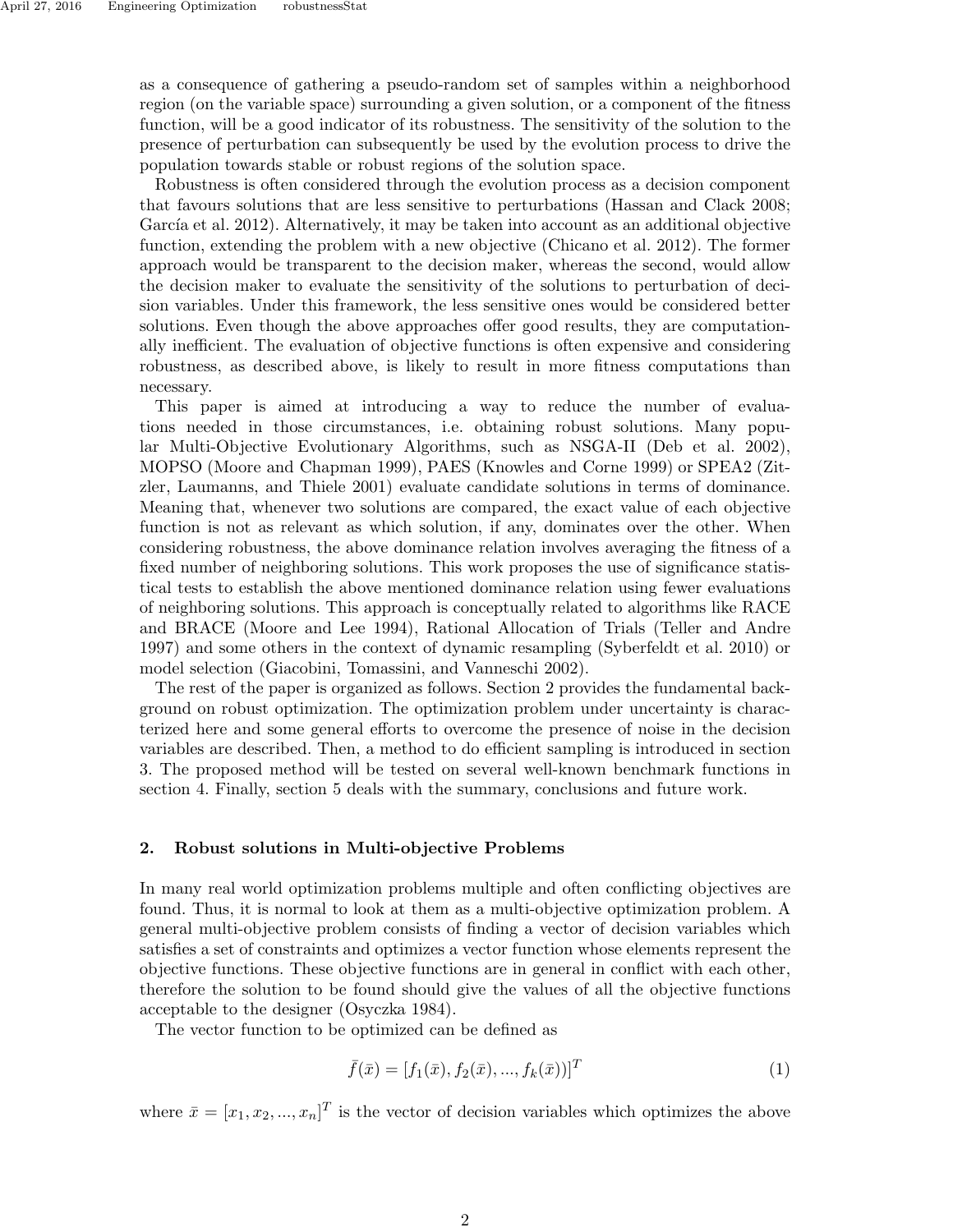as a consequence of gathering a pseudo-random set of samples within a neighborhood region (on the variable space) surrounding a given solution, or a component of the fitness function, will be a good indicator of its robustness. The sensitivity of the solution to the presence of perturbation can subsequently be used by the evolution process to drive the population towards stable or robust regions of the solution space.

Robustness is often considered through the evolution process as a decision component that favours solutions that are less sensitive to perturbations (Hassan and Clack 2008; García et al. 2012). Alternatively, it may be taken into account as an additional objective function, extending the problem with a new objective (Chicano et al. 2012). The former approach would be transparent to the decision maker, whereas the second, would allow the decision maker to evaluate the sensitivity of the solutions to perturbation of decision variables. Under this framework, the less sensitive ones would be considered better solutions. Even though the above approaches offer good results, they are computationally inefficient. The evaluation of objective functions is often expensive and considering robustness, as described above, is likely to result in more fitness computations than necessary.

This paper is aimed at introducing a way to reduce the number of evaluations needed in those circumstances, i.e. obtaining robust solutions. Many popular Multi-Objective Evolutionary Algorithms, such as NSGA-II (Deb et al. 2002), MOPSO (Moore and Chapman 1999), PAES (Knowles and Corne 1999) or SPEA2 (Zitzler, Laumanns, and Thiele 2001) evaluate candidate solutions in terms of dominance. Meaning that, whenever two solutions are compared, the exact value of each objective function is not as relevant as which solution, if any, dominates over the other. When considering robustness, the above dominance relation involves averaging the fitness of a fixed number of neighboring solutions. This work proposes the use of significance statistical tests to establish the above mentioned dominance relation using fewer evaluations of neighboring solutions. This approach is conceptually related to algorithms like RACE and BRACE (Moore and Lee 1994), Rational Allocation of Trials (Teller and Andre 1997) and some others in the context of dynamic resampling (Syberfeldt et al. 2010) or model selection (Giacobini, Tomassini, and Vanneschi 2002).

The rest of the paper is organized as follows. Section 2 provides the fundamental background on robust optimization. The optimization problem under uncertainty is characterized here and some general efforts to overcome the presence of noise in the decision variables are described. Then, a method to do efficient sampling is introduced in section 3. The proposed method will be tested on several well-known benchmark functions in section 4. Finally, section 5 deals with the summary, conclusions and future work.

## 2. Robust solutions in Multi-objective Problems

In many real world optimization problems multiple and often conflicting objectives are found. Thus, it is normal to look at them as a multi-objective optimization problem. A general multi-objective problem consists of finding a vector of decision variables which satisfies a set of constraints and optimizes a vector function whose elements represent the objective functions. These objective functions are in general in conflict with each other, therefore the solution to be found should give the values of all the objective functions acceptable to the designer (Osyczka 1984).

The vector function to be optimized can be defined as

$$\bar{f}(\bar{x}) = [f_1(\bar{x}), f_2(\bar{x}), ..., f_k(\bar{x}))]^T \tag{1}$$

where $\bar{x} = [x_1, x_2, ..., x_n]^T$ is the vector of decision variables which optimizes the above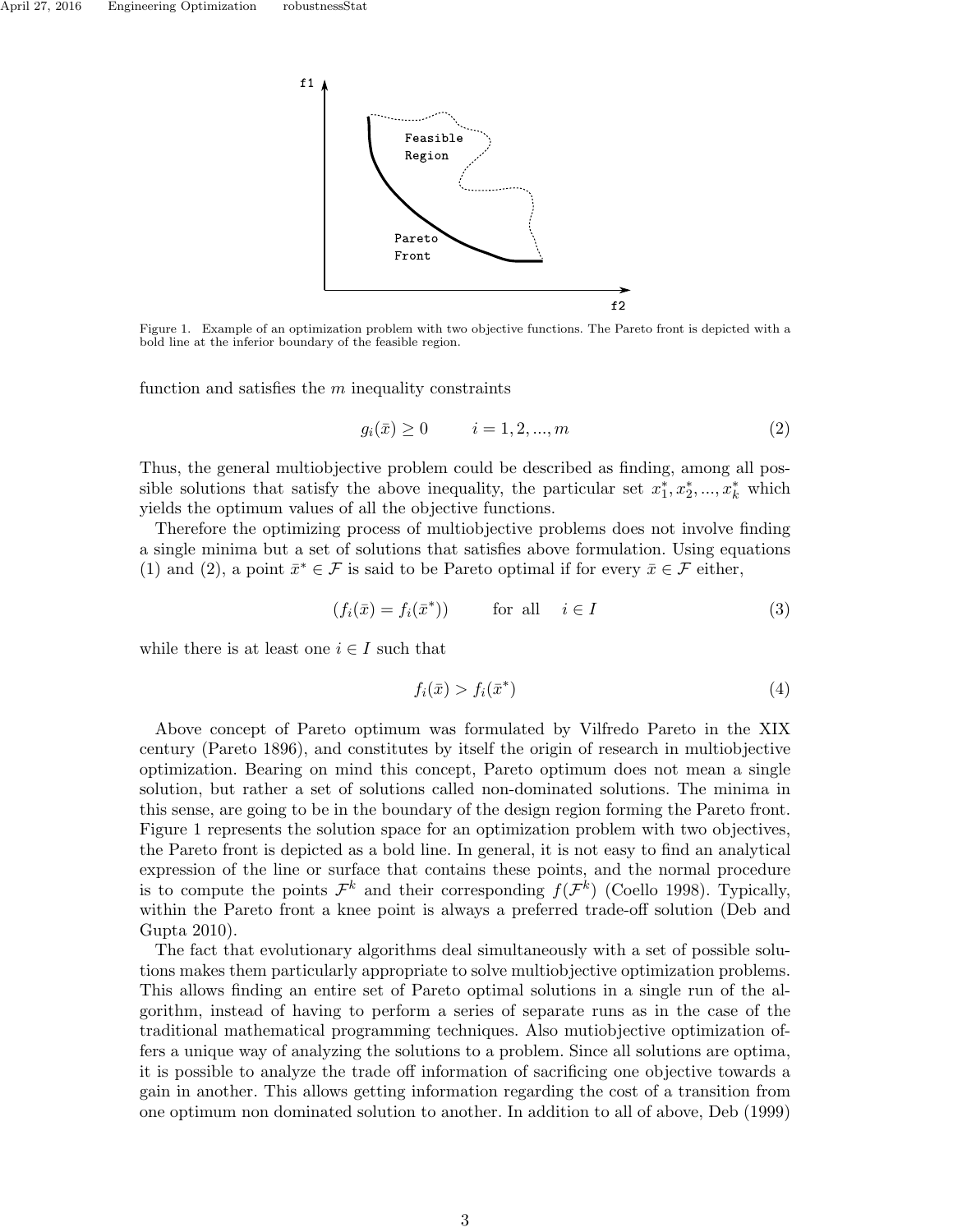Figure 1. Example of an optimization problem with two objective functions. The Pareto front is depicted with a bold line at the inferior boundary of the feasible region.

function and satisfies the $m$ inequality constraints

$$g_i(\bar{x}) \geq 0 \qquad i = 1, 2, ..., m \tag{2}$$

Thus, the general multiobjective problem could be described as finding, among all possible solutions that satisfy the above inequality, the particular set $x_1^*, x_2^*, ..., x_k^*$ which yields the optimum values of all the objective functions.

Therefore the optimizing process of multiobjective problems does not involve finding a single minima but a set of solutions that satisfies above formulation. Using equations (1) and (2), a point $\bar{x}^* \in \mathcal{F}$ is said to be Pareto optimal if for every $\bar{x} \in \mathcal{F}$ either,

$$(f_i(\bar{x}) = f_i(\bar{x}^*)) \qquad \text{for all} \quad i \in I \tag{3}$$

while there is at least one $i \in I$ such that

$$f_i(\bar{x}) > f_i(\bar{x}^*) \tag{4}$$

Above concept of Pareto optimum was formulated by Vilfredo Pareto in the XIX century (Pareto 1896), and constitutes by itself the origin of research in multiobjective optimization. Bearing on mind this concept, Pareto optimum does not mean a single solution, but rather a set of solutions called non-dominated solutions. The minima in this sense, are going to be in the boundary of the design region forming the Pareto front. Figure 1 represents the solution space for an optimization problem with two objectives, the Pareto front is depicted as a bold line. In general, it is not easy to find an analytical expression of the line or surface that contains these points, and the normal procedure is to compute the points $\mathcal{F}^k$ and their corresponding $f(\mathcal{F}^k)$ (Coello 1998). Typically, within the Pareto front a knee point is always a preferred trade-off solution (Deb and Gupta 2010).

The fact that evolutionary algorithms deal simultaneously with a set of possible solutions makes them particularly appropriate to solve multiobjective optimization problems. This allows finding an entire set of Pareto optimal solutions in a single run of the algorithm, instead of having to perform a series of separate runs as in the case of the traditional mathematical programming techniques. Also mutiobjective optimization offers a unique way of analyzing the solutions to a problem. Since all solutions are optima, it is possible to analyze the trade off information of sacrificing one objective towards a gain in another. This allows getting information regarding the cost of a transition from one optimum non dominated solution to another. In addition to all of above, Deb (1999)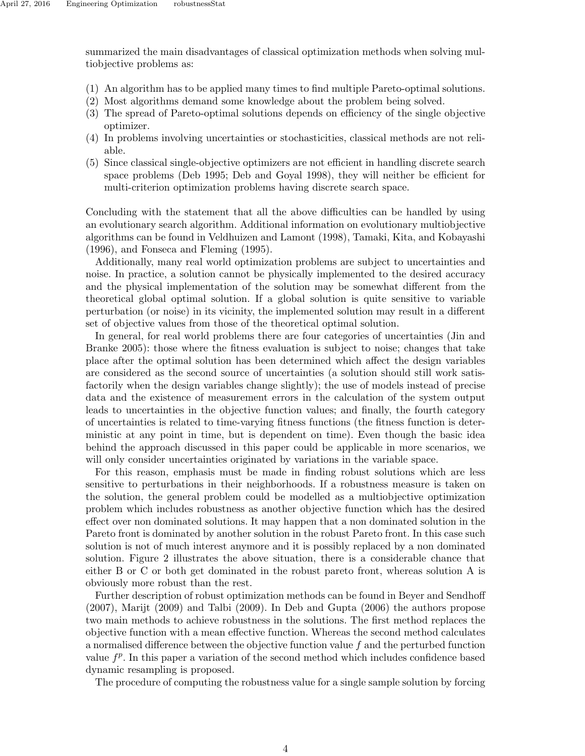summarized the main disadvantages of classical optimization methods when solving multiobjective problems as:

(1) An algorithm has to be applied many times to find multiple Pareto-optimal solutions.
(2) Most algorithms demand some knowledge about the problem being solved.
(3) The spread of Pareto-optimal solutions depends on efficiency of the single objective optimizer.
(4) In problems involving uncertainties or stochasticities, classical methods are not reliable.
(5) Since classical single-objective optimizers are not efficient in handling discrete search space problems (Deb 1995; Deb and Goyal 1998), they will neither be efficient for multi-criterion optimization problems having discrete search space.

Concluding with the statement that all the above difficulties can be handled by using an evolutionary search algorithm. Additional information on evolutionary multiobjective algorithms can be found in Veldhuizen and Lamont (1998), Tamaki, Kita, and Kobayashi (1996), and Fonseca and Fleming (1995).

Additionally, many real world optimization problems are subject to uncertainties and noise. In practice, a solution cannot be physically implemented to the desired accuracy and the physical implementation of the solution may be somewhat different from the theoretical global optimal solution. If a global solution is quite sensitive to variable perturbation (or noise) in its vicinity, the implemented solution may result in a different set of objective values from those of the theoretical optimal solution.

In general, for real world problems there are four categories of uncertainties (Jin and Branke 2005): those where the fitness evaluation is subject to noise; changes that take place after the optimal solution has been determined which affect the design variables are considered as the second source of uncertainties (a solution should still work satisfactorily when the design variables change slightly); the use of models instead of precise data and the existence of measurement errors in the calculation of the system output leads to uncertainties in the objective function values; and finally, the fourth category of uncertainties is related to time-varying fitness functions (the fitness function is deterministic at any point in time, but is dependent on time). Even though the basic idea behind the approach discussed in this paper could be applicable in more scenarios, we will only consider uncertainties originated by variations in the variable space.

For this reason, emphasis must be made in finding robust solutions which are less sensitive to perturbations in their neighborhoods. If a robustness measure is taken on the solution, the general problem could be modelled as a multiobjective optimization problem which includes robustness as another objective function which has the desired effect over non dominated solutions. It may happen that a non dominated solution in the Pareto front is dominated by another solution in the robust Pareto front. In this case such solution is not of much interest anymore and it is possibly replaced by a non dominated solution. Figure 2 illustrates the above situation, there is a considerable chance that either B or C or both get dominated in the robust pareto front, whereas solution A is obviously more robust than the rest.

Further description of robust optimization methods can be found in Beyer and Sendhoff (2007), Marijt (2009) and Talbi (2009). In Deb and Gupta (2006) the authors propose two main methods to achieve robustness in the solutions. The first method replaces the objective function with a mean effective function. Whereas the second method calculates a normalised difference between the objective function value $f$ and the perturbed function value $f^p$. In this paper a variation of the second method which includes confidence based dynamic resampling is proposed.

The procedure of computing the robustness value for a single sample solution by forcing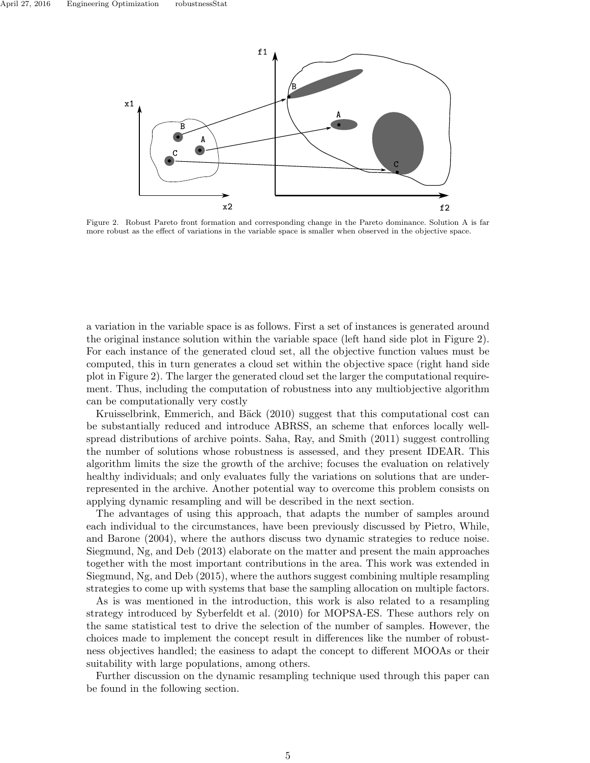Figure 2. Robust Pareto front formation and corresponding change in the Pareto dominance. Solution A is far more robust as the effect of variations in the variable space is smaller when observed in the objective space.

a variation in the variable space is as follows. First a set of instances is generated around the original instance solution within the variable space (left hand side plot in Figure 2). For each instance of the generated cloud set, all the objective function values must be computed, this in turn generates a cloud set within the objective space (right hand side plot in Figure 2). The larger the generated cloud set the larger the computational requirement. Thus, including the computation of robustness into any multiobjective algorithm can be computationally very costly

Kruisselbrink, Emmerich, and Bäck (2010) suggest that this computational cost can be substantially reduced and introduce ABRSS, an scheme that enforces locally well-spread distributions of archive points. Saha, Ray, and Smith (2011) suggest controlling the number of solutions whose robustness is assessed, and they present IDEAR. This algorithm limits the size the growth of the archive; focuses the evaluation on relatively healthy individuals; and only evaluates fully the variations on solutions that are under-represented in the archive. Another potential way to overcome this problem consists on applying dynamic resampling and will be described in the next section.

The advantages of using this approach, that adapts the number of samples around each individual to the circumstances, have been previously discussed by Pietro, While, and Barone (2004), where the authors discuss two dynamic strategies to reduce noise. Siegmund, Ng, and Deb (2013) elaborate on the matter and present the main approaches together with the most important contributions in the area. This work was extended in Siegmund, Ng, and Deb (2015), where the authors suggest combining multiple resampling strategies to come up with systems that base the sampling allocation on multiple factors.

As is was mentioned in the introduction, this work is also related to a resampling strategy introduced by Syberfeldt et al. (2010) for MOPSA-ES. These authors rely on the same statistical test to drive the selection of the number of samples. However, the choices made to implement the concept result in differences like the number of robustness objectives handled; the easiness to adapt the concept to different MOOAs or their suitability with large populations, among others.

Further discussion on the dynamic resampling technique used through this paper can be found in the following section.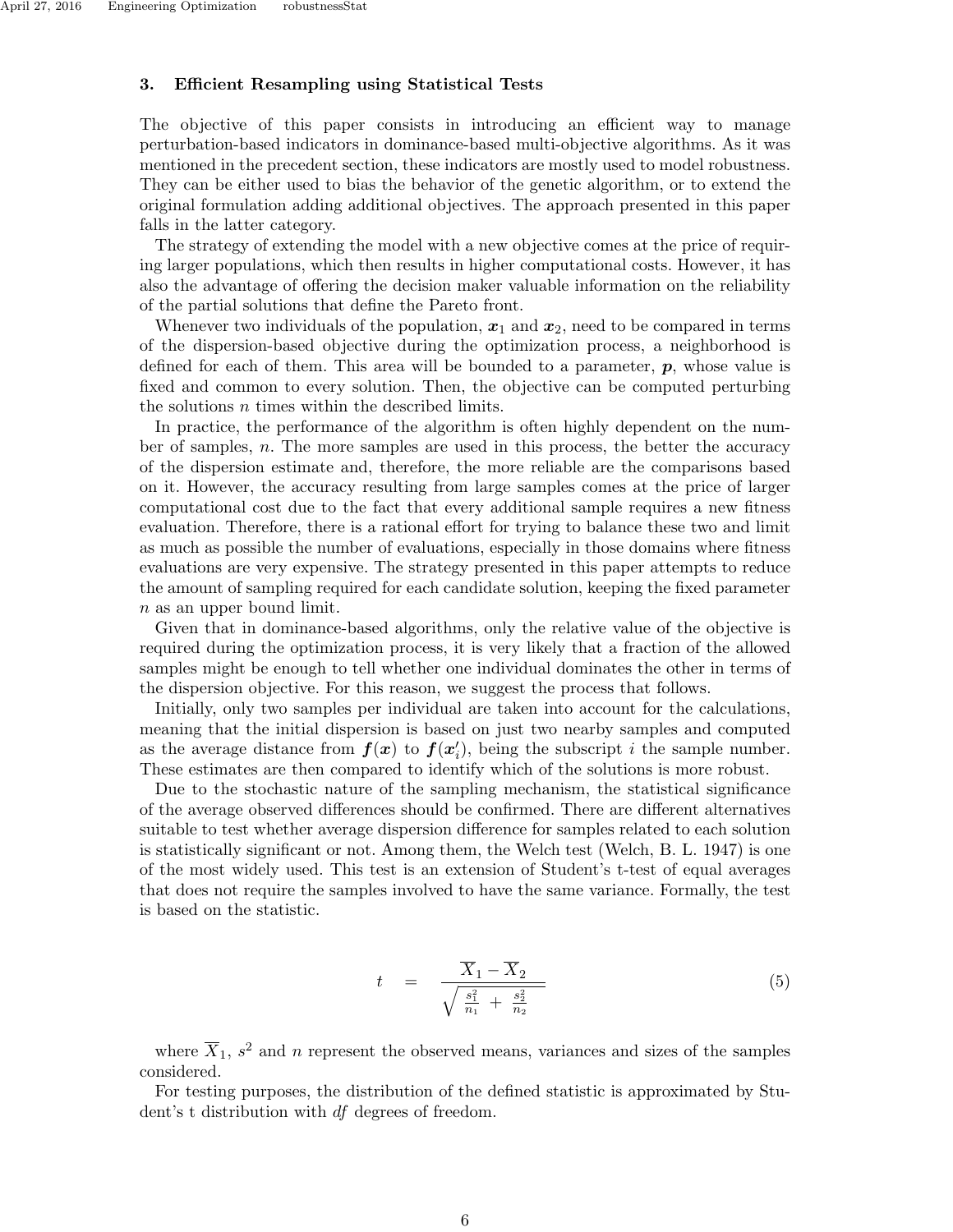## 3. Efficient Resampling using Statistical Tests

The objective of this paper consists in introducing an efficient way to manage perturbation-based indicators in dominance-based multi-objective algorithms. As it was mentioned in the precedent section, these indicators are mostly used to model robustness. They can be either used to bias the behavior of the genetic algorithm, or to extend the original formulation adding additional objectives. The approach presented in this paper falls in the latter category.

The strategy of extending the model with a new objective comes at the price of requiring larger populations, which then results in higher computational costs. However, it has also the advantage of offering the decision maker valuable information on the reliability of the partial solutions that define the Pareto front.

Whenever two individuals of the population, $\boldsymbol{x}_1$ and $\boldsymbol{x}_2$, need to be compared in terms of the dispersion-based objective during the optimization process, a neighborhood is defined for each of them. This area will be bounded to a parameter, $\boldsymbol{p}$, whose value is fixed and common to every solution. Then, the objective can be computed perturbing the solutions $n$ times within the described limits.

In practice, the performance of the algorithm is often highly dependent on the number of samples, $n$. The more samples are used in this process, the better the accuracy of the dispersion estimate and, therefore, the more reliable are the comparisons based on it. However, the accuracy resulting from large samples comes at the price of larger computational cost due to the fact that every additional sample requires a new fitness evaluation. Therefore, there is a rational effort for trying to balance these two and limit as much as possible the number of evaluations, especially in those domains where fitness evaluations are very expensive. The strategy presented in this paper attempts to reduce the amount of sampling required for each candidate solution, keeping the fixed parameter $n$ as an upper bound limit.

Given that in dominance-based algorithms, only the relative value of the objective is required during the optimization process, it is very likely that a fraction of the allowed samples might be enough to tell whether one individual dominates the other in terms of the dispersion objective. For this reason, we suggest the process that follows.

Initially, only two samples per individual are taken into account for the calculations, meaning that the initial dispersion is based on just two nearby samples and computed as the average distance from $\boldsymbol{f}(\boldsymbol{x})$ to $\boldsymbol{f}(\boldsymbol{x}'_i)$, being the subscript $i$ the sample number. These estimates are then compared to identify which of the solutions is more robust.

Due to the stochastic nature of the sampling mechanism, the statistical significance of the average observed differences should be confirmed. There are different alternatives suitable to test whether average dispersion difference for samples related to each solution is statistically significant or not. Among them, the Welch test (Welch, B. L. 1947) is one of the most widely used. This test is an extension of Student's t-test of equal averages that does not require the samples involved to have the same variance. Formally, the test is based on the statistic.

$$t = \frac{\overline{X}_1 - \overline{X}_2}{\sqrt{\frac{s_1^2}{n_1} + \frac{s_2^2}{n_2}}} \tag{5}$$

where $\overline{X}_1$, $s^2$ and $n$ represent the observed means, variances and sizes of the samples considered.

For testing purposes, the distribution of the defined statistic is approximated by Student's t distribution with $df$ degrees of freedom.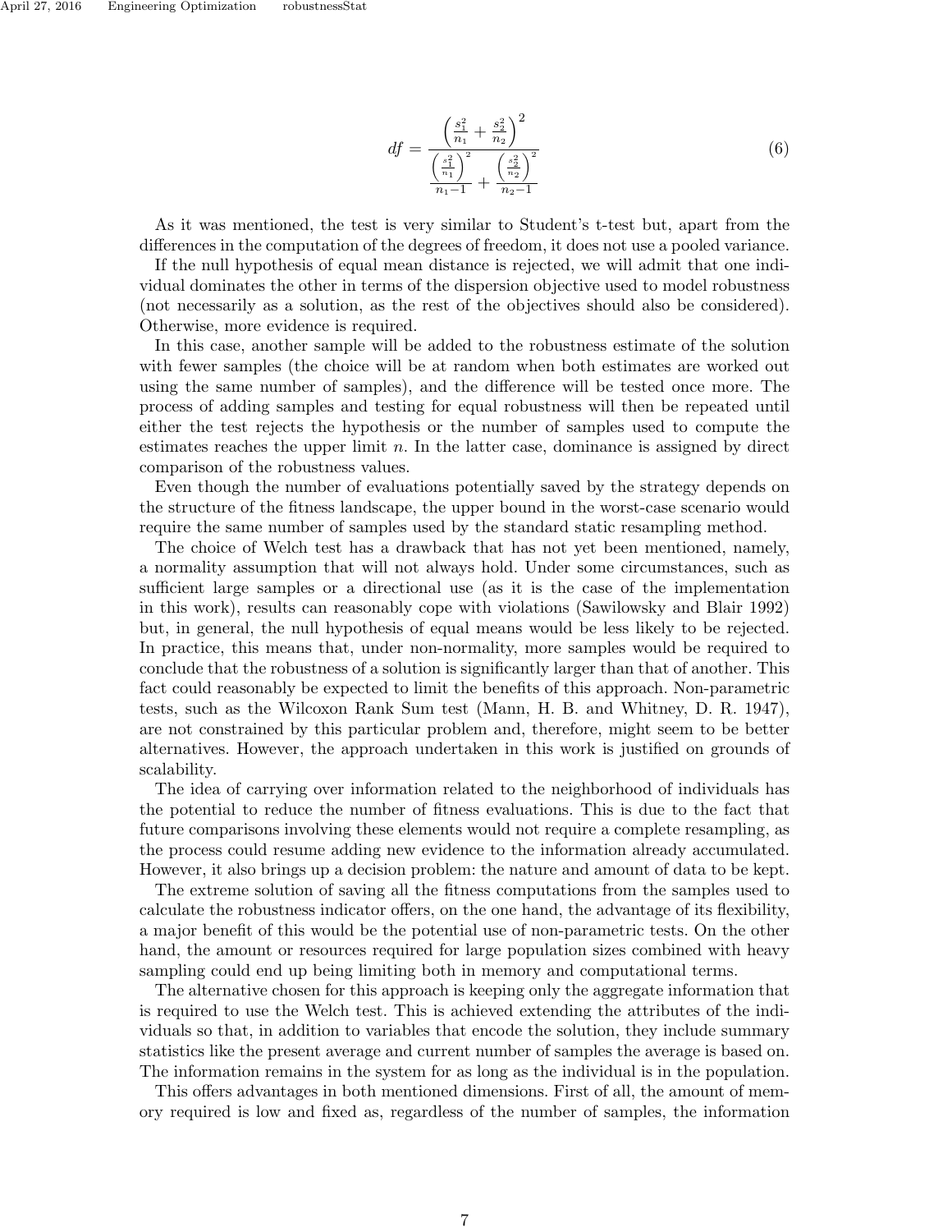$$
df = \frac{\left(\frac{s_1^2}{n_1} + \frac{s_2^2}{n_2}\right)^2}{\frac{\left(\frac{s_1^2}{n_1}\right)^2}{n_1 - 1} + \frac{\left(\frac{s_2^2}{n_2}\right)^2}{n_2 - 1}} \tag{6}
$$

As it was mentioned, the test is very similar to Student's t-test but, apart from the differences in the computation of the degrees of freedom, it does not use a pooled variance.

If the null hypothesis of equal mean distance is rejected, we will admit that one individual dominates the other in terms of the dispersion objective used to model robustness (not necessarily as a solution, as the rest of the objectives should also be considered). Otherwise, more evidence is required.

In this case, another sample will be added to the robustness estimate of the solution with fewer samples (the choice will be at random when both estimates are worked out using the same number of samples), and the difference will be tested once more. The process of adding samples and testing for equal robustness will then be repeated until either the test rejects the hypothesis or the number of samples used to compute the estimates reaches the upper limit $n$. In the latter case, dominance is assigned by direct comparison of the robustness values.

Even though the number of evaluations potentially saved by the strategy depends on the structure of the fitness landscape, the upper bound in the worst-case scenario would require the same number of samples used by the standard static resampling method.

The choice of Welch test has a drawback that has not yet been mentioned, namely, a normality assumption that will not always hold. Under some circumstances, such as sufficient large samples or a directional use (as it is the case of the implementation in this work), results can reasonably cope with violations (Sawilowsky and Blair 1992) but, in general, the null hypothesis of equal means would be less likely to be rejected. In practice, this means that, under non-normality, more samples would be required to conclude that the robustness of a solution is significantly larger than that of another. This fact could reasonably be expected to limit the benefits of this approach. Non-parametric tests, such as the Wilcoxon Rank Sum test (Mann, H. B. and Whitney, D. R. 1947), are not constrained by this particular problem and, therefore, might seem to be better alternatives. However, the approach undertaken in this work is justified on grounds of scalability.

The idea of carrying over information related to the neighborhood of individuals has the potential to reduce the number of fitness evaluations. This is due to the fact that future comparisons involving these elements would not require a complete resampling, as the process could resume adding new evidence to the information already accumulated. However, it also brings up a decision problem: the nature and amount of data to be kept.

The extreme solution of saving all the fitness computations from the samples used to calculate the robustness indicator offers, on the one hand, the advantage of its flexibility, a major benefit of this would be the potential use of non-parametric tests. On the other hand, the amount or resources required for large population sizes combined with heavy sampling could end up being limiting both in memory and computational terms.

The alternative chosen for this approach is keeping only the aggregate information that is required to use the Welch test. This is achieved extending the attributes of the individuals so that, in addition to variables that encode the solution, they include summary statistics like the present average and current number of samples the average is based on. The information remains in the system for as long as the individual is in the population.

This offers advantages in both mentioned dimensions. First of all, the amount of memory required is low and fixed as, regardless of the number of samples, the information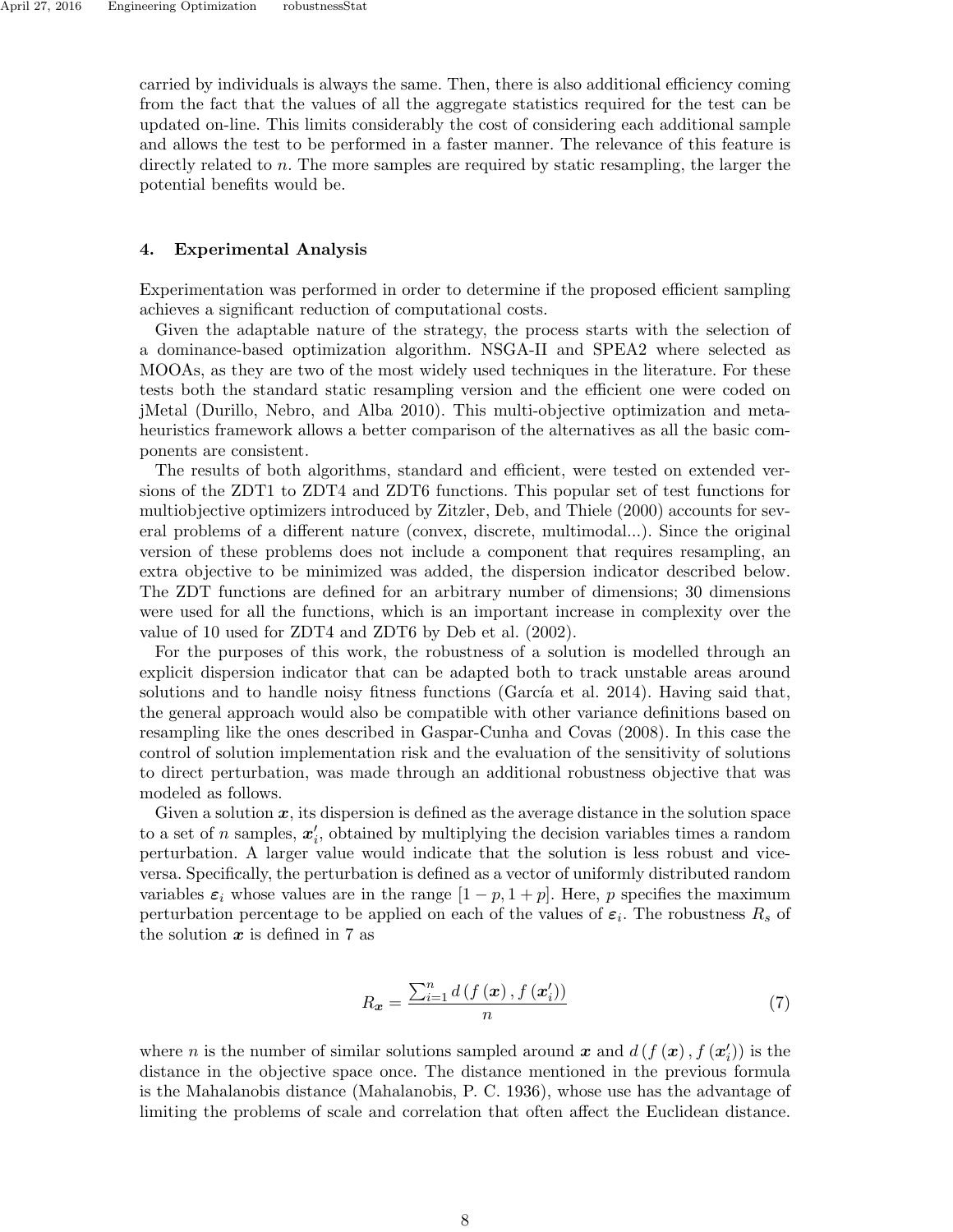carried by individuals is always the same. Then, there is also additional efficiency coming from the fact that the values of all the aggregate statistics required for the test can be updated on-line. This limits considerably the cost of considering each additional sample and allows the test to be performed in a faster manner. The relevance of this feature is directly related to $n$. The more samples are required by static resampling, the larger the potential benefits would be.

## 4. Experimental Analysis

Experimentation was performed in order to determine if the proposed efficient sampling achieves a significant reduction of computational costs.

Given the adaptable nature of the strategy, the process starts with the selection of a dominance-based optimization algorithm. NSGA-II and SPEA2 where selected as MOOAs, as they are two of the most widely used techniques in the literature. For these tests both the standard static resampling version and the efficient one were coded on jMetal (Durillo, Nebro, and Alba 2010). This multi-objective optimization and meta-heuristics framework allows a better comparison of the alternatives as all the basic components are consistent.

The results of both algorithms, standard and efficient, were tested on extended versions of the ZDT1 to ZDT4 and ZDT6 functions. This popular set of test functions for multiobjective optimizers introduced by Zitzler, Deb, and Thiele (2000) accounts for several problems of a different nature (convex, discrete, multimodal...). Since the original version of these problems does not include a component that requires resampling, an extra objective to be minimized was added, the dispersion indicator described below. The ZDT functions are defined for an arbitrary number of dimensions; 30 dimensions were used for all the functions, which is an important increase in complexity over the value of 10 used for ZDT4 and ZDT6 by Deb et al. (2002).

For the purposes of this work, the robustness of a solution is modelled through an explicit dispersion indicator that can be adapted both to track unstable areas around solutions and to handle noisy fitness functions (García et al. 2014). Having said that, the general approach would also be compatible with other variance definitions based on resampling like the ones described in Gaspar-Cunha and Covas (2008). In this case the control of solution implementation risk and the evaluation of the sensitivity of solutions to direct perturbation, was made through an additional robustness objective that was modeled as follows.

Given a solution $\boldsymbol{x}$, its dispersion is defined as the average distance in the solution space to a set of $n$ samples, $\boldsymbol{x}'_i$, obtained by multiplying the decision variables times a random perturbation. A larger value would indicate that the solution is less robust and vice-versa. Specifically, the perturbation is defined as a vector of uniformly distributed random variables $\boldsymbol{\varepsilon}_i$ whose values are in the range $[1-p, 1+p]$. Here, $p$ specifies the maximum perturbation percentage to be applied on each of the values of $\boldsymbol{\varepsilon}_i$. The robustness $R_s$ of the solution $\boldsymbol{x}$ is defined in 7 as

$$R_{\boldsymbol{x}} = \frac{\sum_{i=1}^{n} d\left(f\left(\boldsymbol{x}\right), f\left(\boldsymbol{x}'_i\right)\right)}{n} \tag{7}$$

where $n$ is the number of similar solutions sampled around $\boldsymbol{x}$ and $d\left(f\left(\boldsymbol{x}\right), f\left(\boldsymbol{x}'_i\right)\right)$ is the distance in the objective space once. The distance mentioned in the previous formula is the Mahalanobis distance (Mahalanobis, P. C. 1936), whose use has the advantage of limiting the problems of scale and correlation that often affect the Euclidean distance.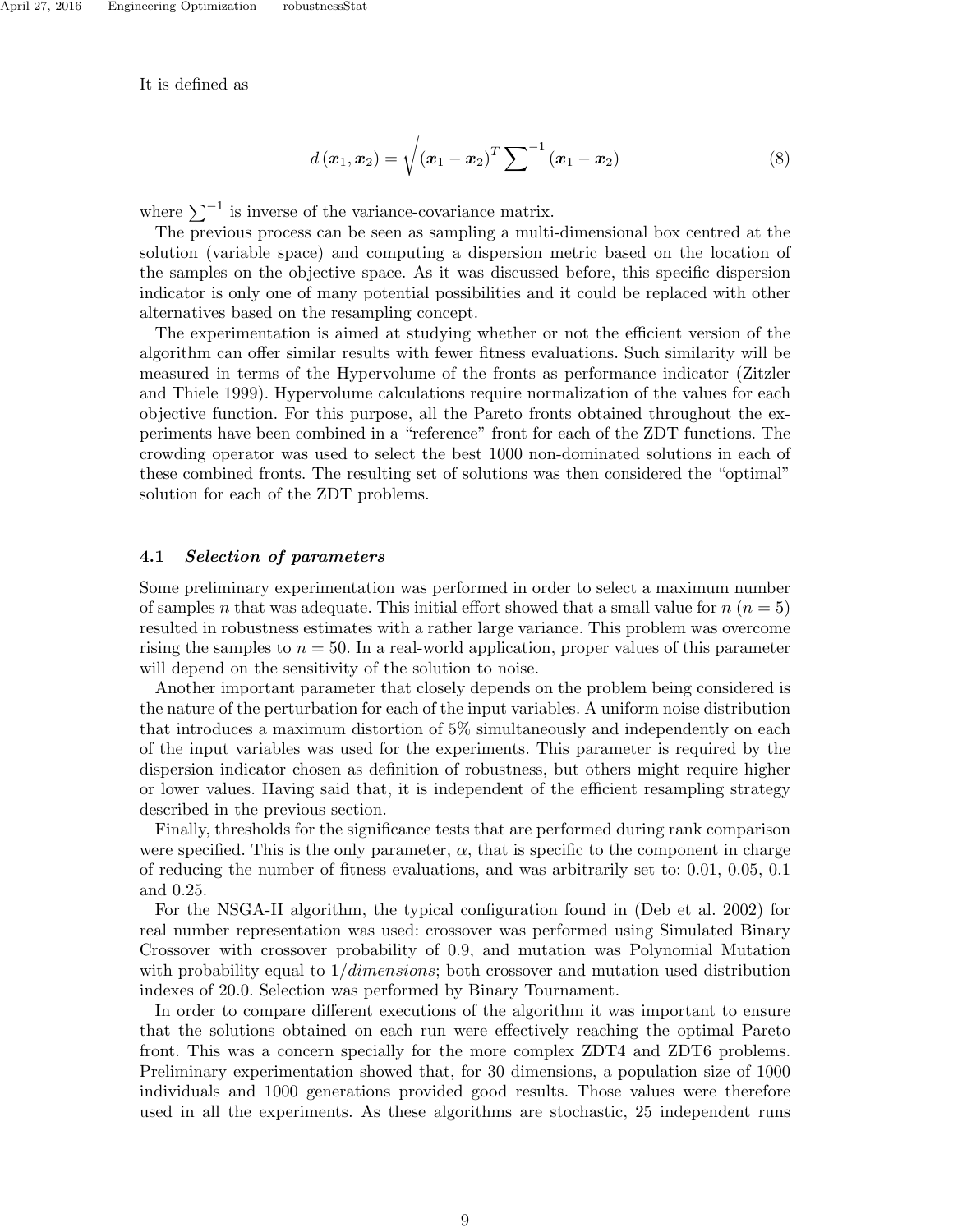It is defined as

$$d(\boldsymbol{x}_1, \boldsymbol{x}_2) = \sqrt{(\boldsymbol{x}_1 - \boldsymbol{x}_2)^T \sum^{-1} (\boldsymbol{x}_1 - \boldsymbol{x}_2)} \tag{8}$$

where $\sum^{-1}$ is inverse of the variance-covariance matrix.

The previous process can be seen as sampling a multi-dimensional box centred at the solution (variable space) and computing a dispersion metric based on the location of the samples on the objective space. As it was discussed before, this specific dispersion indicator is only one of many potential possibilities and it could be replaced with other alternatives based on the resampling concept.

The experimentation is aimed at studying whether or not the efficient version of the algorithm can offer similar results with fewer fitness evaluations. Such similarity will be measured in terms of the Hypervolume of the fronts as performance indicator (Zitzler and Thiele 1999). Hypervolume calculations require normalization of the values for each objective function. For this purpose, all the Pareto fronts obtained throughout the experiments have been combined in a "reference" front for each of the ZDT functions. The crowding operator was used to select the best 1000 non-dominated solutions in each of these combined fronts. The resulting set of solutions was then considered the "optimal" solution for each of the ZDT problems.

### 4.1 *Selection of parameters*

Some preliminary experimentation was performed in order to select a maximum number of samples $n$ that was adequate. This initial effort showed that a small value for $n$ ($n = 5$) resulted in robustness estimates with a rather large variance. This problem was overcome rising the samples to $n = 50$. In a real-world application, proper values of this parameter will depend on the sensitivity of the solution to noise.

Another important parameter that closely depends on the problem being considered is the nature of the perturbation for each of the input variables. A uniform noise distribution that introduces a maximum distortion of 5% simultaneously and independently on each of the input variables was used for the experiments. This parameter is required by the dispersion indicator chosen as definition of robustness, but others might require higher or lower values. Having said that, it is independent of the efficient resampling strategy described in the previous section.

Finally, thresholds for the significance tests that are performed during rank comparison were specified. This is the only parameter, $\alpha$, that is specific to the component in charge of reducing the number of fitness evaluations, and was arbitrarily set to: 0.01, 0.05, 0.1 and 0.25.

For the NSGA-II algorithm, the typical configuration found in (Deb et al. 2002) for real number representation was used: crossover was performed using Simulated Binary Crossover with crossover probability of 0.9, and mutation was Polynomial Mutation with probability equal to $1/dimensions$; both crossover and mutation used distribution indexes of 20.0. Selection was performed by Binary Tournament.

In order to compare different executions of the algorithm it was important to ensure that the solutions obtained on each run were effectively reaching the optimal Pareto front. This was a concern specially for the more complex ZDT4 and ZDT6 problems. Preliminary experimentation showed that, for 30 dimensions, a population size of 1000 individuals and 1000 generations provided good results. Those values were therefore used in all the experiments. As these algorithms are stochastic, 25 independent runs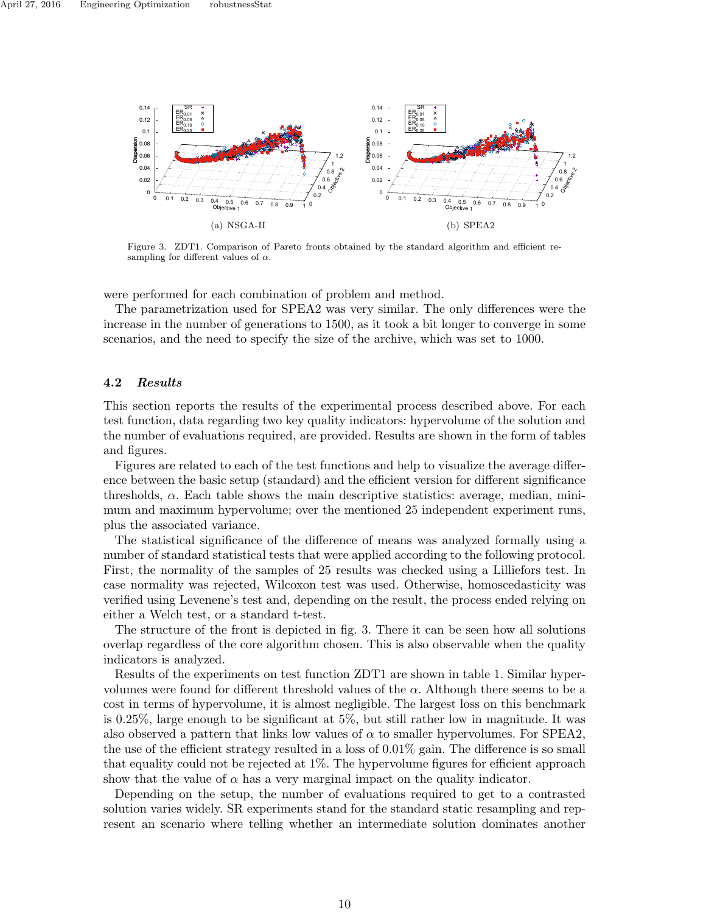(a) NSGA-II

(b) SPEA2

Figure 3. ZDT1. Comparison of Pareto fronts obtained by the standard algorithm and efficient resampling for different values of $\alpha$.

were performed for each combination of problem and method.

The parametrization used for SPEA2 was very similar. The only differences were the increase in the number of generations to 1500, as it took a bit longer to converge in some scenarios, and the need to specify the size of the archive, which was set to 1000.

### 4.2 *Results*

This section reports the results of the experimental process described above. For each test function, data regarding two key quality indicators: hypervolume of the solution and the number of evaluations required, are provided. Results are shown in the form of tables and figures.

Figures are related to each of the test functions and help to visualize the average difference between the basic setup (standard) and the efficient version for different significance thresholds, $\alpha$. Each table shows the main descriptive statistics: average, median, minimum and maximum hypervolume; over the mentioned 25 independent experiment runs, plus the associated variance.

The statistical significance of the difference of means was analyzed formally using a number of standard statistical tests that were applied according to the following protocol. First, the normality of the samples of 25 results was checked using a Lilliefors test. In case normality was rejected, Wilcoxon test was used. Otherwise, homoscedasticity was verified using Levenene's test and, depending on the result, the process ended relying on either a Welch test, or a standard t-test.

The structure of the front is depicted in fig. 3. There it can be seen how all solutions overlap regardless of the core algorithm chosen. This is also observable when the quality indicators is analyzed.

Results of the experiments on test function ZDT1 are shown in table 1. Similar hypervolumes were found for different threshold values of the $\alpha$. Although there seems to be a cost in terms of hypervolume, it is almost negligible. The largest loss on this benchmark is 0.25%, large enough to be significant at 5%, but still rather low in magnitude. It was also observed a pattern that links low values of $\alpha$ to smaller hypervolumes. For SPEA2, the use of the efficient strategy resulted in a loss of 0.01% gain. The difference is so small that equality could not be rejected at 1%. The hypervolume figures for efficient approach show that the value of $\alpha$ has a very marginal impact on the quality indicator.

Depending on the setup, the number of evaluations required to get to a contrasted solution varies widely. SR experiments stand for the standard static resampling and represent an scenario where telling whether an intermediate solution dominates another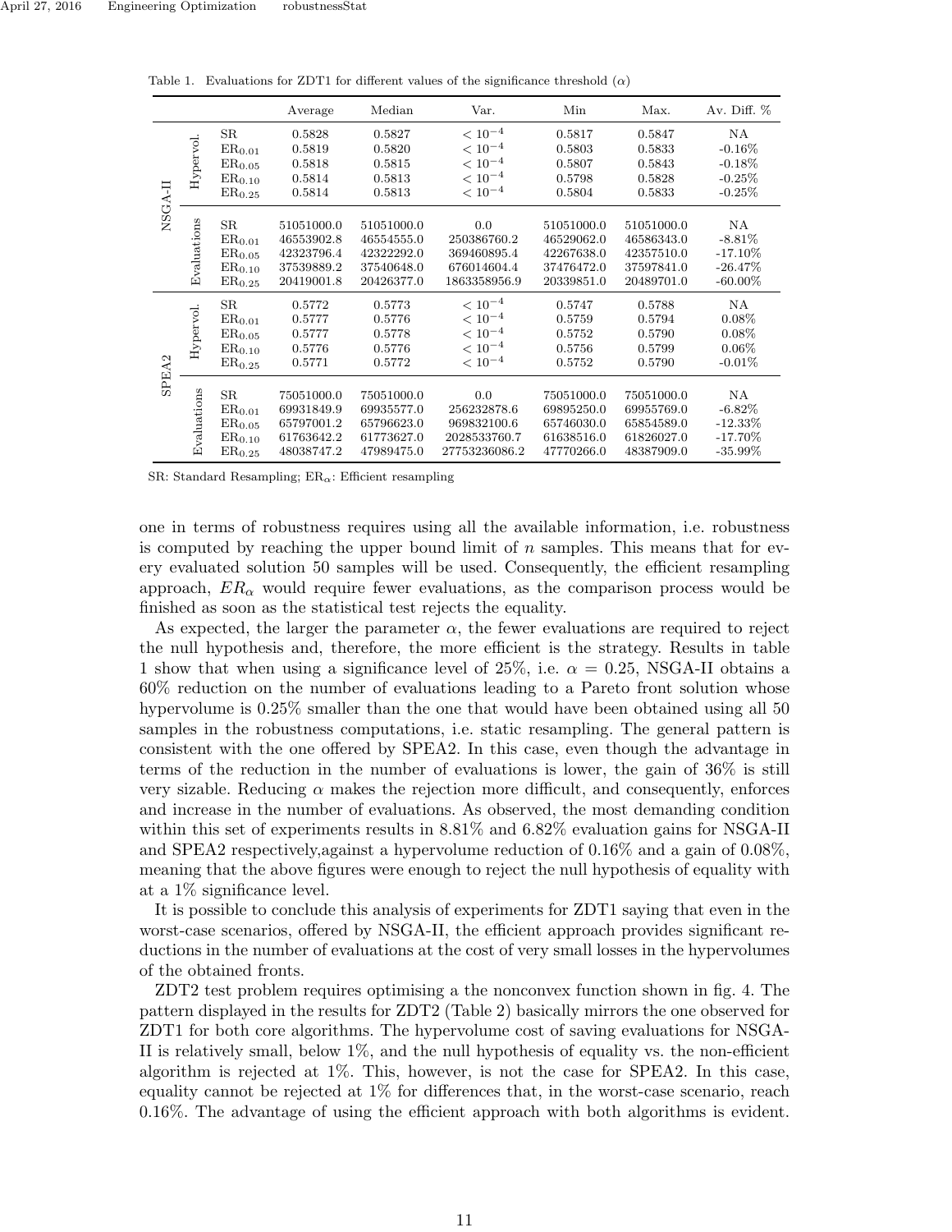Table 1. Evaluations for ZDT1 for different values of the significance threshold ($\alpha$)

| | | | Average | Median | Var. | Min | Max. | Av. Diff. % |
|---|---|---|---|---|---|---|---|---|
| NSGA-II | Hypervol. | SR | 0.5828 | 0.5827 | $< 10^{-4}$ | 0.5817 | 0.5847 | NA |
| | | $\text{ER}_{0.01}$ | 0.5819 | 0.5820 | $< 10^{-4}$ | 0.5803 | 0.5833 | -0.16% |
| | | $\text{ER}_{0.05}$ | 0.5818 | 0.5815 | $< 10^{-4}$ | 0.5807 | 0.5843 | -0.18% |
| | | $\text{ER}_{0.10}$ | 0.5814 | 0.5813 | $< 10^{-4}$ | 0.5798 | 0.5828 | -0.25% |
| | | $\text{ER}_{0.25}$ | 0.5814 | 0.5813 | $< 10^{-4}$ | 0.5804 | 0.5833 | -0.25% |
| | Evaluations | SR | 51051000.0 | 51051000.0 | 0.0 | 51051000.0 | 51051000.0 | NA |
| | | $\text{ER}_{0.01}$ | 46553902.8 | 46554555.0 | 250386760.2 | 46529062.0 | 46586343.0 | -8.81% |
| | | $\text{ER}_{0.05}$ | 42323796.4 | 42322292.0 | 369460895.4 | 42267638.0 | 42357510.0 | -17.10% |
| | | $\text{ER}_{0.10}$ | 37539889.2 | 37540648.0 | 676014604.4 | 37476472.0 | 37597841.0 | -26.47% |
| | | $\text{ER}_{0.25}$ | 20419001.8 | 20426377.0 | 1863358956.9 | 20339851.0 | 20489701.0 | -60.00% |
| SPEA2 | Hypervol. | SR | 0.5772 | 0.5773 | $< 10^{-4}$ | 0.5747 | 0.5788 | NA |
| | | $\text{ER}_{0.01}$ | 0.5777 | 0.5776 | $< 10^{-4}$ | 0.5759 | 0.5794 | 0.08% |
| | | $\text{ER}_{0.05}$ | 0.5777 | 0.5778 | $< 10^{-4}$ | 0.5752 | 0.5790 | 0.08% |
| | | $\text{ER}_{0.10}$ | 0.5776 | 0.5776 | $< 10^{-4}$ | 0.5756 | 0.5799 | 0.06% |
| | | $\text{ER}_{0.25}$ | 0.5771 | 0.5772 | $< 10^{-4}$ | 0.5752 | 0.5790 | -0.01% |
| | Evaluations | SR | 75051000.0 | 75051000.0 | 0.0 | 75051000.0 | 75051000.0 | NA |
| | | $\text{ER}_{0.01}$ | 69931849.9 | 69935577.0 | 256232878.6 | 69895250.0 | 69955769.0 | -6.82% |
| | | $\text{ER}_{0.05}$ | 65797001.2 | 65796623.0 | 969832100.6 | 65746030.0 | 65854589.0 | -12.33% |
| | | $\text{ER}_{0.10}$ | 61763642.2 | 61773627.0 | 2028533760.7 | 61638516.0 | 61826027.0 | -17.70% |
| | | $\text{ER}_{0.25}$ | 48038747.2 | 47989475.0 | 27753236086.2 | 47770266.0 | 48387909.0 | -35.99% |

SR: Standard Resampling; $\text{ER}_{\alpha}$: Efficient resampling

one in terms of robustness requires using all the available information, i.e. robustness is computed by reaching the upper bound limit of $n$ samples. This means that for every evaluated solution 50 samples will be used. Consequently, the efficient resampling approach, $ER_{\alpha}$ would require fewer evaluations, as the comparison process would be finished as soon as the statistical test rejects the equality.

As expected, the larger the parameter $\alpha$, the fewer evaluations are required to reject the null hypothesis and, therefore, the more efficient is the strategy. Results in table 1 show that when using a significance level of 25%, i.e. $\alpha = 0.25$, NSGA-II obtains a 60% reduction on the number of evaluations leading to a Pareto front solution whose hypervolume is 0.25% smaller than the one that would have been obtained using all 50 samples in the robustness computations, i.e. static resampling. The general pattern is consistent with the one offered by SPEA2. In this case, even though the advantage in terms of the reduction in the number of evaluations is lower, the gain of 36% is still very sizable. Reducing $\alpha$ makes the rejection more difficult, and consequently, enforces and increase in the number of evaluations. As observed, the most demanding condition within this set of experiments results in 8.81% and 6.82% evaluation gains for NSGA-II and SPEA2 respectively,against a hypervolume reduction of 0.16% and a gain of 0.08%, meaning that the above figures were enough to reject the null hypothesis of equality with at a 1% significance level.

It is possible to conclude this analysis of experiments for ZDT1 saying that even in the worst-case scenarios, offered by NSGA-II, the efficient approach provides significant reductions in the number of evaluations at the cost of very small losses in the hypervolumes of the obtained fronts.

ZDT2 test problem requires optimising a the nonconvex function shown in fig. 4. The pattern displayed in the results for ZDT2 (Table 2) basically mirrors the one observed for ZDT1 for both core algorithms. The hypervolume cost of saving evaluations for NSGA-II is relatively small, below 1%, and the null hypothesis of equality vs. the non-efficient algorithm is rejected at 1%. This, however, is not the case for SPEA2. In this case, equality cannot be rejected at 1% for differences that, in the worst-case scenario, reach 0.16%. The advantage of using the efficient approach with both algorithms is evident.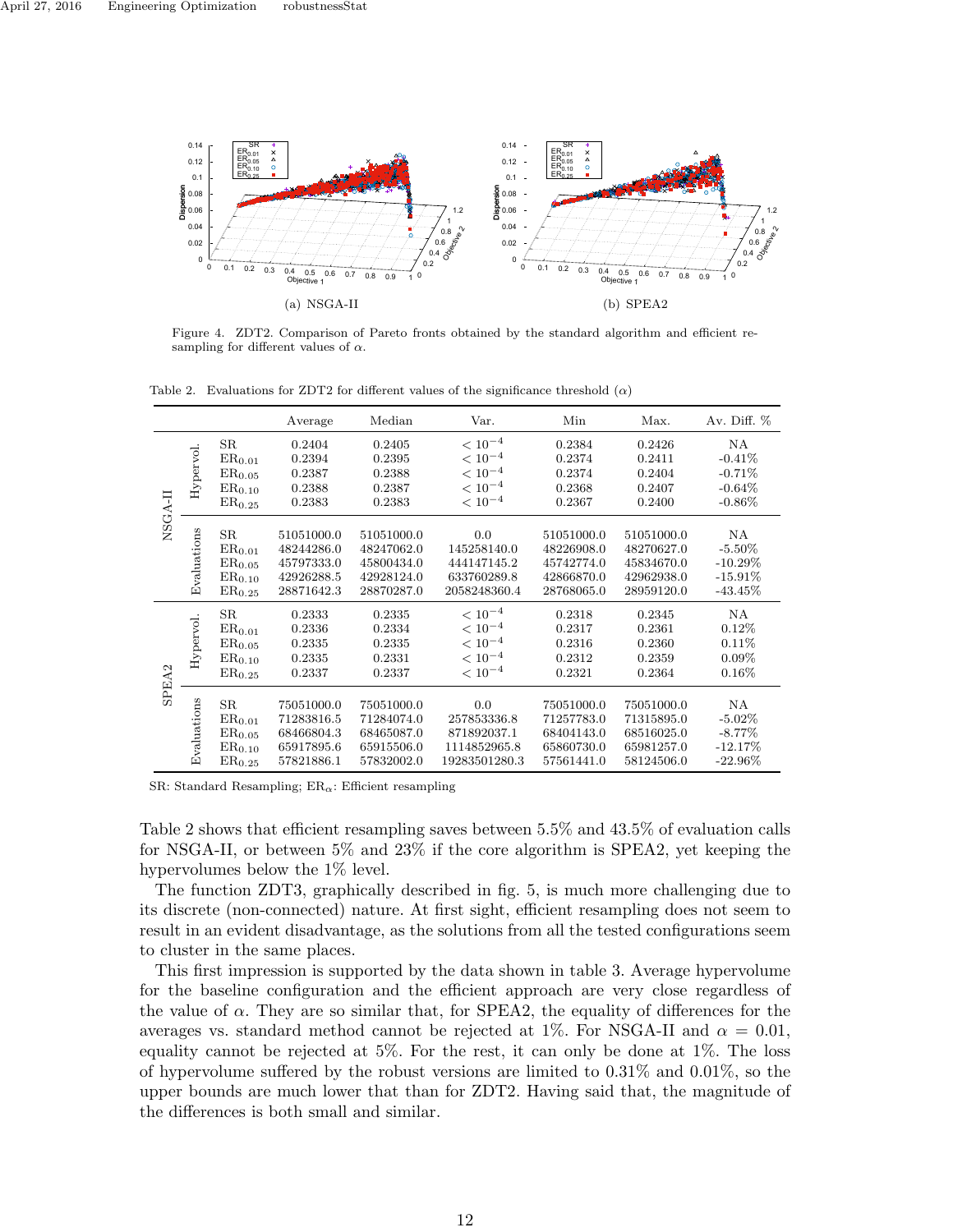(a) NSGA-II

(b) SPEA2

Figure 4. ZDT2. Comparison of Pareto fronts obtained by the standard algorithm and efficient resampling for different values of $\alpha$.

Table 2. Evaluations for ZDT2 for different values of the significance threshold ($\alpha$)

| | | | Average | Median | Var. | Min | Max. | Av. Diff. % |
|---|---|---|---|---|---|---|---|---|
| NSGA-II | Hypervol. | SR | 0.2404 | 0.2405 | $< 10^{-4}$ | 0.2384 | 0.2426 | NA |
| | | $ER_{0.01}$ | 0.2394 | 0.2395 | $< 10^{-4}$ | 0.2374 | 0.2411 | -0.41% |
| | | $ER_{0.05}$ | 0.2387 | 0.2388 | $< 10^{-4}$ | 0.2374 | 0.2404 | -0.71% |
| | | $ER_{0.10}$ | 0.2388 | 0.2387 | $< 10^{-4}$ | 0.2368 | 0.2407 | -0.64% |
| | | $ER_{0.25}$ | 0.2383 | 0.2383 | $< 10^{-4}$ | 0.2367 | 0.2400 | -0.86% |
| | Evaluations | SR | 51051000.0 | 51051000.0 | 0.0 | 51051000.0 | 51051000.0 | NA |
| | | $ER_{0.01}$ | 48244286.0 | 48247062.0 | 145258140.0 | 48226908.0 | 48270627.0 | -5.50% |
| | | $ER_{0.05}$ | 45797333.0 | 45800434.0 | 444147145.2 | 45742774.0 | 45834670.0 | -10.29% |
| | | $ER_{0.10}$ | 42926288.5 | 42928124.0 | 633760289.8 | 42866870.0 | 42962938.0 | -15.91% |
| | | $ER_{0.25}$ | 28871642.3 | 28870287.0 | 2058248360.4 | 28768065.0 | 28959120.0 | -43.45% |
| SPEA2 | Hypervol. | SR | 0.2333 | 0.2335 | $< 10^{-4}$ | 0.2318 | 0.2345 | NA |
| | | $ER_{0.01}$ | 0.2336 | 0.2334 | $< 10^{-4}$ | 0.2317 | 0.2361 | 0.12% |
| | | $ER_{0.05}$ | 0.2335 | 0.2335 | $< 10^{-4}$ | 0.2316 | 0.2360 | 0.11% |
| | | $ER_{0.10}$ | 0.2335 | 0.2331 | $< 10^{-4}$ | 0.2312 | 0.2359 | 0.09% |
| | | $ER_{0.25}$ | 0.2337 | 0.2337 | $< 10^{-4}$ | 0.2321 | 0.2364 | 0.16% |
| | Evaluations | SR | 75051000.0 | 75051000.0 | 0.0 | 75051000.0 | 75051000.0 | NA |
| | | $ER_{0.01}$ | 71283816.5 | 71284074.0 | 257853336.8 | 71257783.0 | 71315895.0 | -5.02% |
| | | $ER_{0.05}$ | 68466804.3 | 68465087.0 | 871892037.1 | 68404143.0 | 68516025.0 | -8.77% |
| | | $ER_{0.10}$ | 65917895.6 | 65915506.0 | 1114852965.8 | 65860730.0 | 65981257.0 | -12.17% |
| | | $ER_{0.25}$ | 57821886.1 | 57832002.0 | 19283501280.3 | 57561441.0 | 58124506.0 | -22.96% |

SR: Standard Resampling; $ER_{\alpha}$: Efficient resampling

Table 2 shows that efficient resampling saves between 5.5% and 43.5% of evaluation calls for NSGA-II, or between 5% and 23% if the core algorithm is SPEA2, yet keeping the hypervolumes below the 1% level.

The function ZDT3, graphically described in fig. 5, is much more challenging due to its discrete (non-connected) nature. At first sight, efficient resampling does not seem to result in an evident disadvantage, as the solutions from all the tested configurations seem to cluster in the same places.

This first impression is supported by the data shown in table 3. Average hypervolume for the baseline configuration and the efficient approach are very close regardless of the value of $\alpha$. They are so similar that, for SPEA2, the equality of differences for the averages vs. standard method cannot be rejected at 1%. For NSGA-II and $\alpha = 0.01$, equality cannot be rejected at 5%. For the rest, it can only be done at 1%. The loss of hypervolume suffered by the robust versions are limited to 0.31% and 0.01%, so the upper bounds are much lower that than for ZDT2. Having said that, the magnitude of the differences is both small and similar.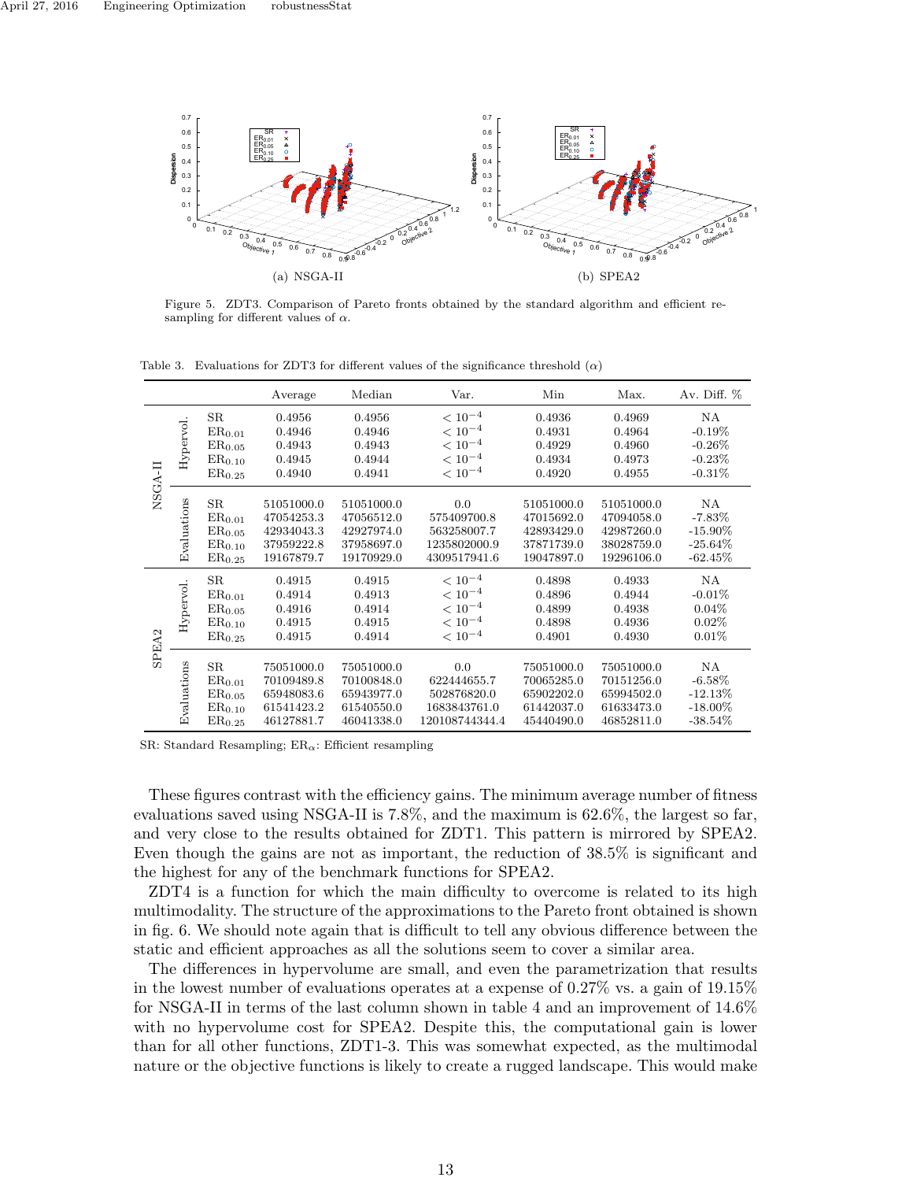(a) NSGA-II

(b) SPEA2

Figure 5. ZDT3. Comparison of Pareto fronts obtained by the standard algorithm and efficient resampling for different values of $\alpha$.

Table 3. Evaluations for ZDT3 for different values of the significance threshold ($\alpha$)

| | | | Average | Median | Var. | Min | Max. | Av. Diff. % |
|---|---|---|---|---|---|---|---|---|
| NSGA-II | Hypervol. | SR | 0.4956 | 0.4956 | $< 10^{-4}$ | 0.4936 | 0.4969 | NA |
| | | $ER_{0.01}$ | 0.4946 | 0.4946 | $< 10^{-4}$ | 0.4931 | 0.4964 | -0.19% |
| | | $ER_{0.05}$ | 0.4943 | 0.4943 | $< 10^{-4}$ | 0.4929 | 0.4960 | -0.26% |
| | | $ER_{0.10}$ | 0.4945 | 0.4944 | $< 10^{-4}$ | 0.4934 | 0.4973 | -0.23% |
| | | $ER_{0.25}$ | 0.4940 | 0.4941 | $< 10^{-4}$ | 0.4920 | 0.4955 | -0.31% |
| | Evaluations | SR | 51051000.0 | 51051000.0 | 0.0 | 51051000.0 | 51051000.0 | NA |
| | | $ER_{0.01}$ | 47054253.3 | 47056512.0 | 575409700.8 | 47015692.0 | 47094058.0 | -7.83% |
| | | $ER_{0.05}$ | 42934043.3 | 42927974.0 | 563258007.7 | 42893429.0 | 42987260.0 | -15.90% |
| | | $ER_{0.10}$ | 37959222.8 | 37958697.0 | 1235802000.9 | 37871739.0 | 38028759.0 | -25.64% |
| | | $ER_{0.25}$ | 19167879.7 | 19170929.0 | 4309517941.6 | 19047897.0 | 19296106.0 | -62.45% |
| SPEA2 | Hypervol. | SR | 0.4915 | 0.4915 | $< 10^{-4}$ | 0.4898 | 0.4933 | NA |
| | | $ER_{0.01}$ | 0.4914 | 0.4913 | $< 10^{-4}$ | 0.4896 | 0.4944 | -0.01% |
| | | $ER_{0.05}$ | 0.4916 | 0.4914 | $< 10^{-4}$ | 0.4899 | 0.4938 | 0.04% |
| | | $ER_{0.10}$ | 0.4915 | 0.4915 | $< 10^{-4}$ | 0.4898 | 0.4936 | 0.02% |
| | | $ER_{0.25}$ | 0.4915 | 0.4914 | $< 10^{-4}$ | 0.4901 | 0.4930 | 0.01% |
| | Evaluations | SR | 75051000.0 | 75051000.0 | 0.0 | 75051000.0 | 75051000.0 | NA |
| | | $ER_{0.01}$ | 70109489.8 | 70100848.0 | 622444655.7 | 70065285.0 | 70151256.0 | -6.58% |
| | | $ER_{0.05}$ | 65948083.6 | 65943977.0 | 502876820.0 | 65902202.0 | 65994502.0 | -12.13% |
| | | $ER_{0.10}$ | 61541423.2 | 61540550.0 | 1683843761.0 | 61442037.0 | 61633473.0 | -18.00% |
| | | $ER_{0.25}$ | 46127881.7 | 46041338.0 | 120108744344.4 | 45440490.0 | 46852811.0 | -38.54% |

SR: Standard Resampling; $ER_{\alpha}$: Efficient resampling

These figures contrast with the efficiency gains. The minimum average number of fitness evaluations saved using NSGA-II is 7.8%, and the maximum is 62.6%, the largest so far, and very close to the results obtained for ZDT1. This pattern is mirrored by SPEA2. Even though the gains are not as important, the reduction of 38.5% is significant and the highest for any of the benchmark functions for SPEA2.

ZDT4 is a function for which the main difficulty to overcome is related to its high multimodality. The structure of the approximations to the Pareto front obtained is shown in fig. 6. We should note again that is difficult to tell any obvious difference between the static and efficient approaches as all the solutions seem to cover a similar area.

The differences in hypervolume are small, and even the parametrization that results in the lowest number of evaluations operates at a expense of 0.27% vs. a gain of 19.15% for NSGA-II in terms of the last column shown in table 4 and an improvement of 14.6% with no hypervolume cost for SPEA2. Despite this, the computational gain is lower than for all other functions, ZDT1-3. This was somewhat expected, as the multimodal nature or the objective functions is likely to create a rugged landscape. This would make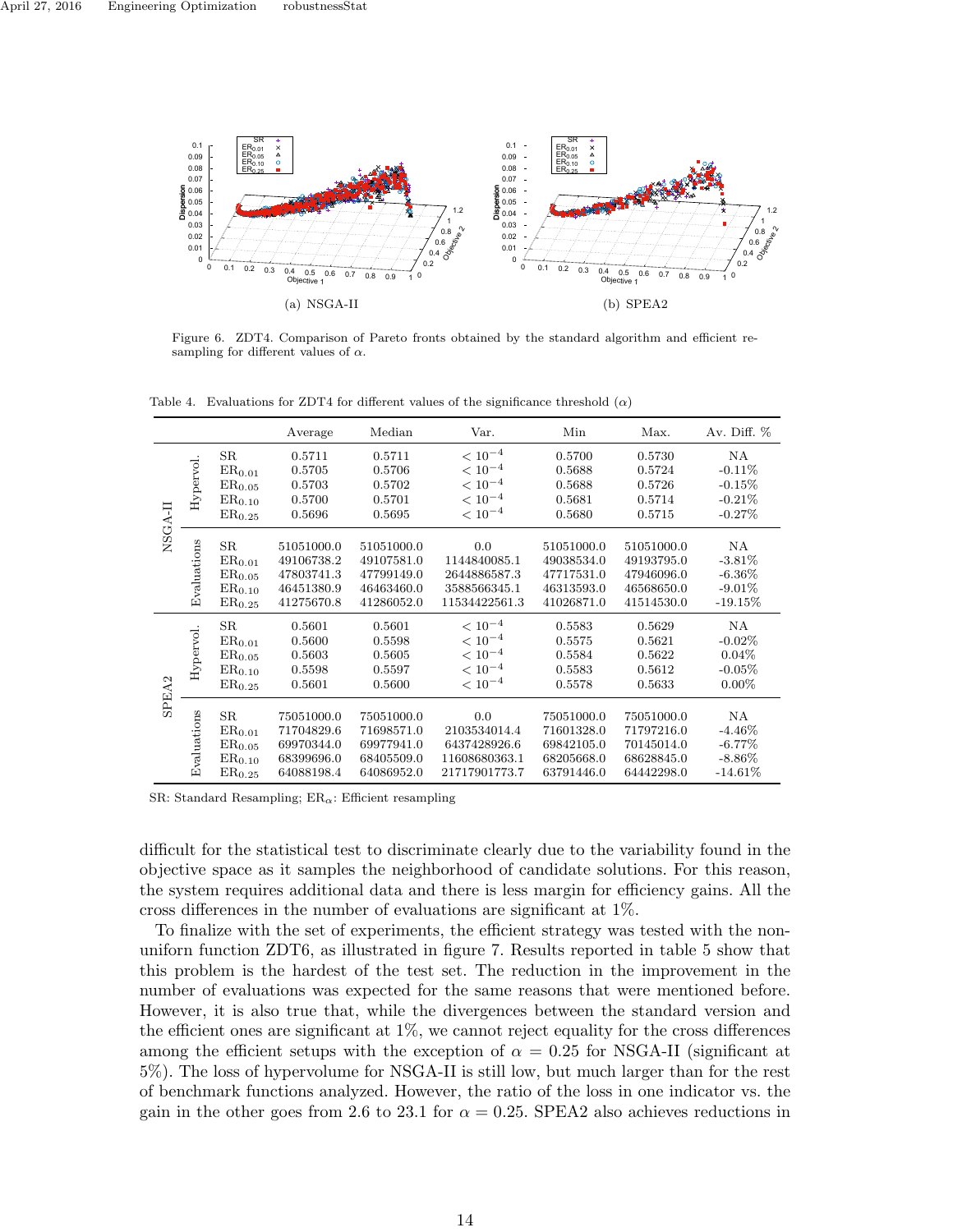(a) NSGA-II

(b) SPEA2

Figure 6. ZDT4. Comparison of Pareto fronts obtained by the standard algorithm and efficient resampling for different values of $\alpha$.

Table 4. Evaluations for ZDT4 for different values of the significance threshold ($\alpha$)

| | | | Average | Median | Var. | Min | Max. | Av. Diff. % |
|---|---|---|---|---|---|---|---|---|
| NSGA-II | Hypervol. | SR | 0.5711 | 0.5711 | $< 10^{-4}$ | 0.5700 | 0.5730 | NA |
| | | $ER_{0.01}$ | 0.5705 | 0.5706 | $< 10^{-4}$ | 0.5688 | 0.5724 | -0.11% |
| | | $ER_{0.05}$ | 0.5703 | 0.5702 | $< 10^{-4}$ | 0.5688 | 0.5726 | -0.15% |
| | | $ER_{0.10}$ | 0.5700 | 0.5701 | $< 10^{-4}$ | 0.5681 | 0.5714 | -0.21% |
| | | $ER_{0.25}$ | 0.5696 | 0.5695 | $< 10^{-4}$ | 0.5680 | 0.5715 | -0.27% |
| | Evaluations | SR | 51051000.0 | 51051000.0 | 0.0 | 51051000.0 | 51051000.0 | NA |
| | | $ER_{0.01}$ | 49106738.2 | 49107581.0 | 1144840085.1 | 49038534.0 | 49193795.0 | -3.81% |
| | | $ER_{0.05}$ | 47803741.3 | 47799149.0 | 2644886587.3 | 47717531.0 | 47946096.0 | -6.36% |
| | | $ER_{0.10}$ | 46451380.9 | 46463460.0 | 3588566345.1 | 46313593.0 | 46568650.0 | -9.01% |
| | | $ER_{0.25}$ | 41275670.8 | 41286052.0 | 11534422561.3 | 41026871.0 | 41514530.0 | -19.15% |
| SPEA2 | Hypervol. | SR | 0.5601 | 0.5601 | $< 10^{-4}$ | 0.5583 | 0.5629 | NA |
| | | $ER_{0.01}$ | 0.5600 | 0.5598 | $< 10^{-4}$ | 0.5575 | 0.5621 | -0.02% |
| | | $ER_{0.05}$ | 0.5603 | 0.5605 | $< 10^{-4}$ | 0.5584 | 0.5622 | 0.04% |
| | | $ER_{0.10}$ | 0.5598 | 0.5597 | $< 10^{-4}$ | 0.5583 | 0.5612 | -0.05% |
| | | $ER_{0.25}$ | 0.5601 | 0.5600 | $< 10^{-4}$ | 0.5578 | 0.5633 | 0.00% |
| | Evaluations | SR | 75051000.0 | 75051000.0 | 0.0 | 75051000.0 | 75051000.0 | NA |
| | | $ER_{0.01}$ | 71704829.6 | 71698571.0 | 2103534014.4 | 71601328.0 | 71797216.0 | -4.46% |
| | | $ER_{0.05}$ | 69970344.0 | 69977941.0 | 6437428926.6 | 69842105.0 | 70145014.0 | -6.77% |
| | | $ER_{0.10}$ | 68399696.0 | 68405509.0 | 11608680363.1 | 68205668.0 | 68628845.0 | -8.86% |
| | | $ER_{0.25}$ | 64088198.4 | 64086952.0 | 21717901773.7 | 63791446.0 | 64442298.0 | -14.61% |

SR: Standard Resampling; $ER_\alpha$: Efficient resampling

difficult for the statistical test to discriminate clearly due to the variability found in the objective space as it samples the neighborhood of candidate solutions. For this reason, the system requires additional data and there is less margin for efficiency gains. All the cross differences in the number of evaluations are significant at 1%.

To finalize with the set of experiments, the efficient strategy was tested with the non-uniforn function ZDT6, as illustrated in figure 7. Results reported in table 5 show that this problem is the hardest of the test set. The reduction in the improvement in the number of evaluations was expected for the same reasons that were mentioned before. However, it is also true that, while the divergences between the standard version and the efficient ones are significant at 1%, we cannot reject equality for the cross differences among the efficient setups with the exception of $\alpha = 0.25$ for NSGA-II (significant at 5%). The loss of hypervolume for NSGA-II is still low, but much larger than for the rest of benchmark functions analyzed. However, the ratio of the loss in one indicator vs. the gain in the other goes from 2.6 to 23.1 for $\alpha = 0.25$. SPEA2 also achieves reductions in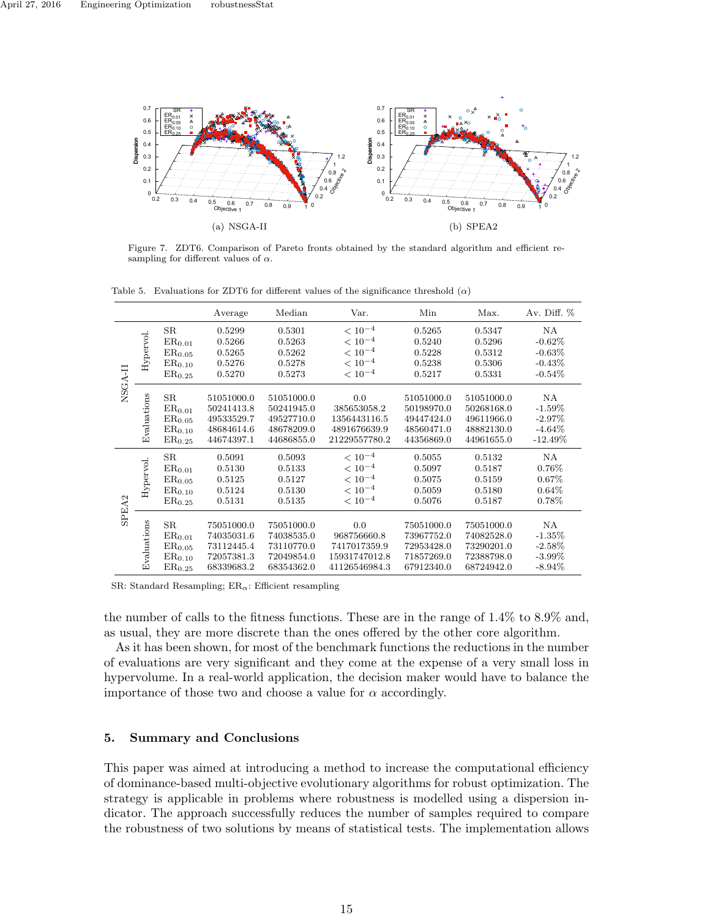(a) NSGA-II

(b) SPEA2

Figure 7. ZDT6. Comparison of Pareto fronts obtained by the standard algorithm and efficient resampling for different values of $\alpha$.

Table 5. Evaluations for ZDT6 for different values of the significance threshold ($\alpha$)

| | | | Average | Median | Var. | Min | Max. | Av. Diff. % |
|---|---|---|---|---|---|---|---|---|
| NSGA-II | Hypervol. | SR | 0.5299 | 0.5301 | $< 10^{-4}$ | 0.5265 | 0.5347 | NA |
| | | $ER_{0.01}$ | 0.5266 | 0.5263 | $< 10^{-4}$ | 0.5240 | 0.5296 | -0.62% |
| | | $ER_{0.05}$ | 0.5265 | 0.5262 | $< 10^{-4}$ | 0.5228 | 0.5312 | -0.63% |
| | | $ER_{0.10}$ | 0.5276 | 0.5278 | $< 10^{-4}$ | 0.5238 | 0.5306 | -0.43% |
| | | $ER_{0.25}$ | 0.5270 | 0.5273 | $< 10^{-4}$ | 0.5217 | 0.5331 | -0.54% |
| | Evaluations | SR | 51051000.0 | 51051000.0 | 0.0 | 51051000.0 | 51051000.0 | NA |
| | | $ER_{0.01}$ | 50241413.8 | 50241945.0 | 385653058.2 | 50198970.0 | 50268168.0 | -1.59% |
| | | $ER_{0.05}$ | 49533529.7 | 49527710.0 | 1356443116.5 | 49447424.0 | 49611966.0 | -2.97% |
| | | $ER_{0.10}$ | 48684614.6 | 48678209.0 | 4891676639.9 | 48560471.0 | 48882130.0 | -4.64% |
| | | $ER_{0.25}$ | 44674397.1 | 44686855.0 | 21229557780.2 | 44356869.0 | 44961655.0 | -12.49% |
| SPEA2 | Hypervol. | SR | 0.5091 | 0.5093 | $< 10^{-4}$ | 0.5055 | 0.5132 | NA |
| | | $ER_{0.01}$ | 0.5130 | 0.5133 | $< 10^{-4}$ | 0.5097 | 0.5187 | 0.76% |
| | | $ER_{0.05}$ | 0.5125 | 0.5127 | $< 10^{-4}$ | 0.5075 | 0.5159 | 0.67% |
| | | $ER_{0.10}$ | 0.5124 | 0.5130 | $< 10^{-4}$ | 0.5059 | 0.5180 | 0.64% |
| | | $ER_{0.25}$ | 0.5131 | 0.5135 | $< 10^{-4}$ | 0.5076 | 0.5187 | 0.78% |
| | Evaluations | SR | 75051000.0 | 75051000.0 | 0.0 | 75051000.0 | 75051000.0 | NA |
| | | $ER_{0.01}$ | 74035031.6 | 74038535.0 | 968756660.8 | 73967752.0 | 74082528.0 | -1.35% |
| | | $ER_{0.05}$ | 73112445.4 | 73110770.0 | 7417017359.9 | 72953428.0 | 73290201.0 | -2.58% |
| | | $ER_{0.10}$ | 72057381.3 | 72049854.0 | 15931747012.8 | 71857269.0 | 72388798.0 | -3.99% |
| | | $ER_{0.25}$ | 68339683.2 | 68354362.0 | 41126546984.3 | 67912340.0 | 68724942.0 | -8.94% |

SR: Standard Resampling; $ER_{\alpha}$: Efficient resampling

the number of calls to the fitness functions. These are in the range of 1.4% to 8.9% and, as usual, they are more discrete than the ones offered by the other core algorithm.

As it has been shown, for most of the benchmark functions the reductions in the number of evaluations are very significant and they come at the expense of a very small loss in hypervolume. In a real-world application, the decision maker would have to balance the importance of those two and choose a value for $\alpha$ accordingly.

## 5. Summary and Conclusions

This paper was aimed at introducing a method to increase the computational efficiency of dominance-based multi-objective evolutionary algorithms for robust optimization. The strategy is applicable in problems where robustness is modelled using a dispersion indicator. The approach successfully reduces the number of samples required to compare the robustness of two solutions by means of statistical tests. The implementation allows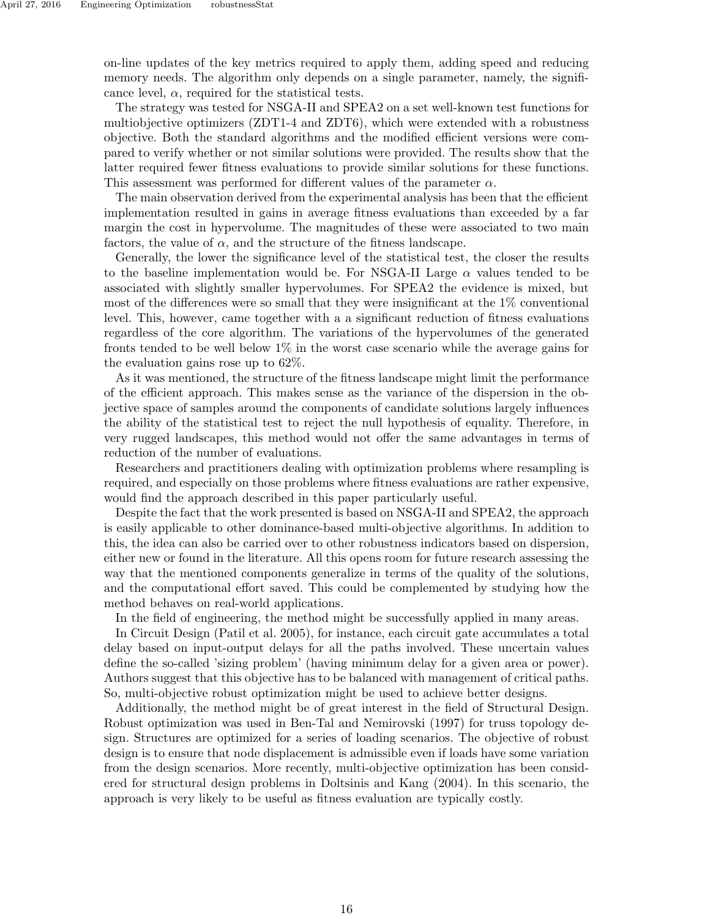on-line updates of the key metrics required to apply them, adding speed and reducing memory needs. The algorithm only depends on a single parameter, namely, the significance level, $\alpha$, required for the statistical tests.

The strategy was tested for NSGA-II and SPEA2 on a set well-known test functions for multiobjective optimizers (ZDT1-4 and ZDT6), which were extended with a robustness objective. Both the standard algorithms and the modified efficient versions were compared to verify whether or not similar solutions were provided. The results show that the latter required fewer fitness evaluations to provide similar solutions for these functions. This assessment was performed for different values of the parameter $\alpha$.

The main observation derived from the experimental analysis has been that the efficient implementation resulted in gains in average fitness evaluations than exceeded by a far margin the cost in hypervolume. The magnitudes of these were associated to two main factors, the value of $\alpha$, and the structure of the fitness landscape.

Generally, the lower the significance level of the statistical test, the closer the results to the baseline implementation would be. For NSGA-II Large $\alpha$ values tended to be associated with slightly smaller hypervolumes. For SPEA2 the evidence is mixed, but most of the differences were so small that they were insignificant at the 1% conventional level. This, however, came together with a a significant reduction of fitness evaluations regardless of the core algorithm. The variations of the hypervolumes of the generated fronts tended to be well below 1% in the worst case scenario while the average gains for the evaluation gains rose up to 62%.

As it was mentioned, the structure of the fitness landscape might limit the performance of the efficient approach. This makes sense as the variance of the dispersion in the objective space of samples around the components of candidate solutions largely influences the ability of the statistical test to reject the null hypothesis of equality. Therefore, in very rugged landscapes, this method would not offer the same advantages in terms of reduction of the number of evaluations.

Researchers and practitioners dealing with optimization problems where resampling is required, and especially on those problems where fitness evaluations are rather expensive, would find the approach described in this paper particularly useful.

Despite the fact that the work presented is based on NSGA-II and SPEA2, the approach is easily applicable to other dominance-based multi-objective algorithms. In addition to this, the idea can also be carried over to other robustness indicators based on dispersion, either new or found in the literature. All this opens room for future research assessing the way that the mentioned components generalize in terms of the quality of the solutions, and the computational effort saved. This could be complemented by studying how the method behaves on real-world applications.

In the field of engineering, the method might be successfully applied in many areas.

In Circuit Design (Patil et al. 2005), for instance, each circuit gate accumulates a total delay based on input-output delays for all the paths involved. These uncertain values define the so-called 'sizing problem' (having minimum delay for a given area or power). Authors suggest that this objective has to be balanced with management of critical paths. So, multi-objective robust optimization might be used to achieve better designs.

Additionally, the method might be of great interest in the field of Structural Design. Robust optimization was used in Ben-Tal and Nemirovski (1997) for truss topology design. Structures are optimized for a series of loading scenarios. The objective of robust design is to ensure that node displacement is admissible even if loads have some variation from the design scenarios. More recently, multi-objective optimization has been considered for structural design problems in Doltsinis and Kang (2004). In this scenario, the approach is very likely to be useful as fitness evaluation are typically costly.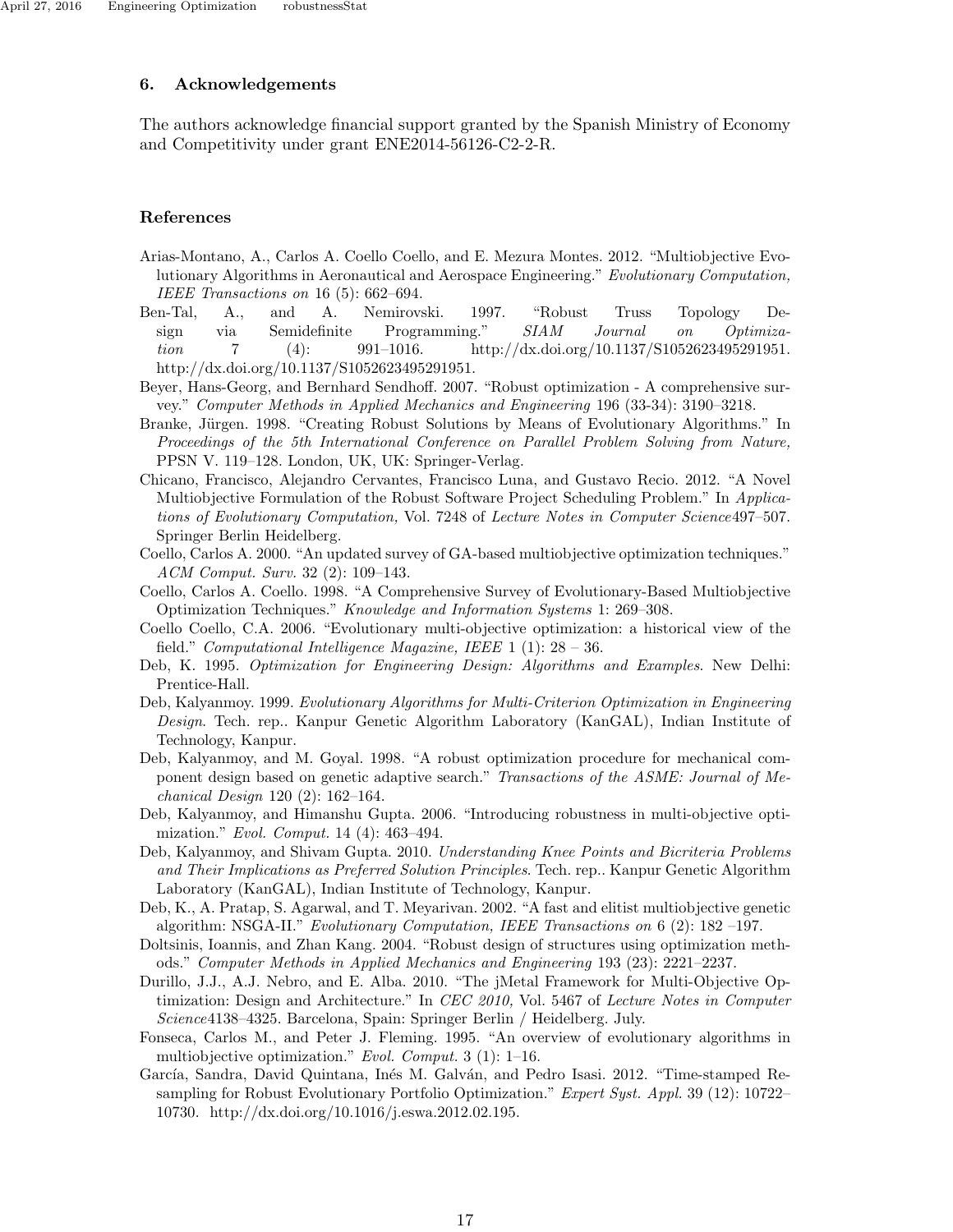## 6. Acknowledgements

The authors acknowledge financial support granted by the Spanish Ministry of Economy and Competitivity under grant ENE2014-56126-C2-2-R.

## References

Arias-Montano, A., Carlos A. Coello Coello, and E. Mezura Montes. 2012. "Multiobjective Evolutionary Algorithms in Aeronautical and Aerospace Engineering." *Evolutionary Computation, IEEE Transactions on* 16 (5): 662–694.

Ben-Tal, A., and A. Nemirovski. 1997. "Robust Truss Topology Design via Semidefinite Programming." *SIAM Journal on Optimization* 7 (4): 991–1016. http://dx.doi.org/10.1137/S1052623495291951. http://dx.doi.org/10.1137/S1052623495291951.

Beyer, Hans-Georg, and Bernhard Sendhoff. 2007. "Robust optimization - A comprehensive survey." *Computer Methods in Applied Mechanics and Engineering* 196 (33-34): 3190–3218.

Branke, Jürgen. 1998. "Creating Robust Solutions by Means of Evolutionary Algorithms." In *Proceedings of the 5th International Conference on Parallel Problem Solving from Nature,* PPSN V. 119–128. London, UK, UK: Springer-Verlag.

Chicano, Francisco, Alejandro Cervantes, Francisco Luna, and Gustavo Recio. 2012. "A Novel Multiobjective Formulation of the Robust Software Project Scheduling Problem." In *Applications of Evolutionary Computation,* Vol. 7248 of *Lecture Notes in Computer Science*497–507. Springer Berlin Heidelberg.

Coello, Carlos A. 2000. "An updated survey of GA-based multiobjective optimization techniques." *ACM Comput. Surv.* 32 (2): 109–143.

Coello, Carlos A. Coello. 1998. "A Comprehensive Survey of Evolutionary-Based Multiobjective Optimization Techniques." *Knowledge and Information Systems* 1: 269–308.

Coello Coello, C.A. 2006. "Evolutionary multi-objective optimization: a historical view of the field." *Computational Intelligence Magazine, IEEE* 1 (1): 28 – 36.

Deb, K. 1995. *Optimization for Engineering Design: Algorithms and Examples*. New Delhi: Prentice-Hall.

Deb, Kalyanmoy. 1999. *Evolutionary Algorithms for Multi-Criterion Optimization in Engineering Design*. Tech. rep.. Kanpur Genetic Algorithm Laboratory (KanGAL), Indian Institute of Technology, Kanpur.

Deb, Kalyanmoy, and M. Goyal. 1998. "A robust optimization procedure for mechanical component design based on genetic adaptive search." *Transactions of the ASME: Journal of Mechanical Design* 120 (2): 162–164.

Deb, Kalyanmoy, and Himanshu Gupta. 2006. "Introducing robustness in multi-objective optimization." *Evol. Comput.* 14 (4): 463–494.

Deb, Kalyanmoy, and Shivam Gupta. 2010. *Understanding Knee Points and Bicriteria Problems and Their Implications as Preferred Solution Principles*. Tech. rep.. Kanpur Genetic Algorithm Laboratory (KanGAL), Indian Institute of Technology, Kanpur.

Deb, K., A. Pratap, S. Agarwal, and T. Meyarivan. 2002. "A fast and elitist multiobjective genetic algorithm: NSGA-II." *Evolutionary Computation, IEEE Transactions on* 6 (2): 182 –197.

Doltsinis, Ioannis, and Zhan Kang. 2004. "Robust design of structures using optimization methods." *Computer Methods in Applied Mechanics and Engineering* 193 (23): 2221–2237.

Durillo, J.J., A.J. Nebro, and E. Alba. 2010. "The jMetal Framework for Multi-Objective Optimization: Design and Architecture." In *CEC 2010,* Vol. 5467 of *Lecture Notes in Computer Science*4138–4325. Barcelona, Spain: Springer Berlin / Heidelberg. July.

Fonseca, Carlos M., and Peter J. Fleming. 1995. "An overview of evolutionary algorithms in multiobjective optimization." *Evol. Comput.* 3 (1): 1–16.

García, Sandra, David Quintana, Inés M. Galván, and Pedro Isasi. 2012. "Time-stamped Resampling for Robust Evolutionary Portfolio Optimization." *Expert Syst. Appl.* 39 (12): 10722–10730. http://dx.doi.org/10.1016/j.eswa.2012.02.195.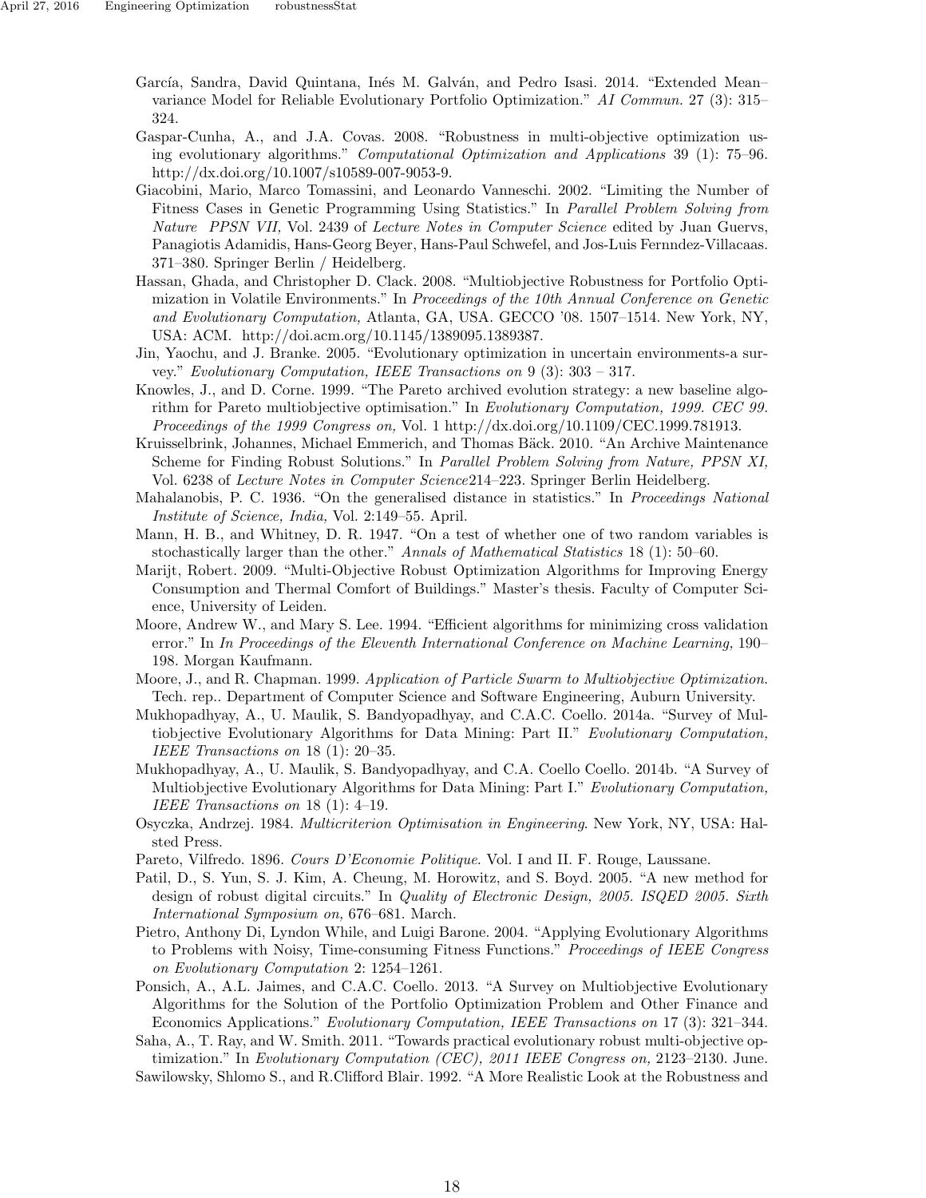García, Sandra, David Quintana, Inés M. Galván, and Pedro Isasi. 2014. "Extended Mean–variance Model for Reliable Evolutionary Portfolio Optimization." *AI Commun.* 27 (3): 315–324.

Gaspar-Cunha, A., and J.A. Covas. 2008. "Robustness in multi-objective optimization using evolutionary algorithms." *Computational Optimization and Applications* 39 (1): 75–96. http://dx.doi.org/10.1007/s10589-007-9053-9.

Giacobini, Mario, Marco Tomassini, and Leonardo Vanneschi. 2002. "Limiting the Number of Fitness Cases in Genetic Programming Using Statistics." In *Parallel Problem Solving from Nature PPSN VII,* Vol. 2439 of *Lecture Notes in Computer Science* edited by Juan Guervs, Panagiotis Adamidis, Hans-Georg Beyer, Hans-Paul Schwefel, and Jos-Luis Fernndez-Villacaas. 371–380. Springer Berlin / Heidelberg.

Hassan, Ghada, and Christopher D. Clack. 2008. "Multiobjective Robustness for Portfolio Optimization in Volatile Environments." In *Proceedings of the 10th Annual Conference on Genetic and Evolutionary Computation,* Atlanta, GA, USA. GECCO '08. 1507–1514. New York, NY, USA: ACM. http://doi.acm.org/10.1145/1389095.1389387.

Jin, Yaochu, and J. Branke. 2005. "Evolutionary optimization in uncertain environments-a survey." *Evolutionary Computation, IEEE Transactions on* 9 (3): 303 – 317.

Knowles, J., and D. Corne. 1999. "The Pareto archived evolution strategy: a new baseline algorithm for Pareto multiobjective optimisation." In *Evolutionary Computation, 1999. CEC 99. Proceedings of the 1999 Congress on,* Vol. 1 http://dx.doi.org/10.1109/CEC.1999.781913.

Kruisselbrink, Johannes, Michael Emmerich, and Thomas Bäck. 2010. "An Archive Maintenance Scheme for Finding Robust Solutions." In *Parallel Problem Solving from Nature, PPSN XI,* Vol. 6238 of *Lecture Notes in Computer Science*214–223. Springer Berlin Heidelberg.

Mahalanobis, P. C. 1936. "On the generalised distance in statistics." In *Proceedings National Institute of Science, India,* Vol. 2:149–55. April.

Mann, H. B., and Whitney, D. R. 1947. "On a test of whether one of two random variables is stochastically larger than the other." *Annals of Mathematical Statistics* 18 (1): 50–60.

Marijt, Robert. 2009. "Multi-Objective Robust Optimization Algorithms for Improving Energy Consumption and Thermal Comfort of Buildings." Master's thesis. Faculty of Computer Science, University of Leiden.

Moore, Andrew W., and Mary S. Lee. 1994. "Efficient algorithms for minimizing cross validation error." In *In Proceedings of the Eleventh International Conference on Machine Learning,* 190–198. Morgan Kaufmann.

Moore, J., and R. Chapman. 1999. *Application of Particle Swarm to Multiobjective Optimization*. Tech. rep.. Department of Computer Science and Software Engineering, Auburn University.

Mukhopadhyay, A., U. Maulik, S. Bandyopadhyay, and C.A.C. Coello. 2014a. "Survey of Multiobjective Evolutionary Algorithms for Data Mining: Part II." *Evolutionary Computation, IEEE Transactions on* 18 (1): 20–35.

Mukhopadhyay, A., U. Maulik, S. Bandyopadhyay, and C.A. Coello Coello. 2014b. "A Survey of Multiobjective Evolutionary Algorithms for Data Mining: Part I." *Evolutionary Computation, IEEE Transactions on* 18 (1): 4–19.

Osyczka, Andrzej. 1984. *Multicriterion Optimisation in Engineering*. New York, NY, USA: Halsted Press.

Pareto, Vilfredo. 1896. *Cours D'Economie Politique*. Vol. I and II. F. Rouge, Laussane.

Patil, D., S. Yun, S. J. Kim, A. Cheung, M. Horowitz, and S. Boyd. 2005. "A new method for design of robust digital circuits." In *Quality of Electronic Design, 2005. ISQED 2005. Sixth International Symposium on,* 676–681. March.

Pietro, Anthony Di, Lyndon While, and Luigi Barone. 2004. "Applying Evolutionary Algorithms to Problems with Noisy, Time-consuming Fitness Functions." *Proceedings of IEEE Congress on Evolutionary Computation* 2: 1254–1261.

Ponsich, A., A.L. Jaimes, and C.A.C. Coello. 2013. "A Survey on Multiobjective Evolutionary Algorithms for the Solution of the Portfolio Optimization Problem and Other Finance and Economics Applications." *Evolutionary Computation, IEEE Transactions on* 17 (3): 321–344.

Saha, A., T. Ray, and W. Smith. 2011. "Towards practical evolutionary robust multi-objective optimization." In *Evolutionary Computation (CEC), 2011 IEEE Congress on,* 2123–2130. June.

Sawilowsky, Shlomo S., and R.Clifford Blair. 1992. "A More Realistic Look at the Robustness and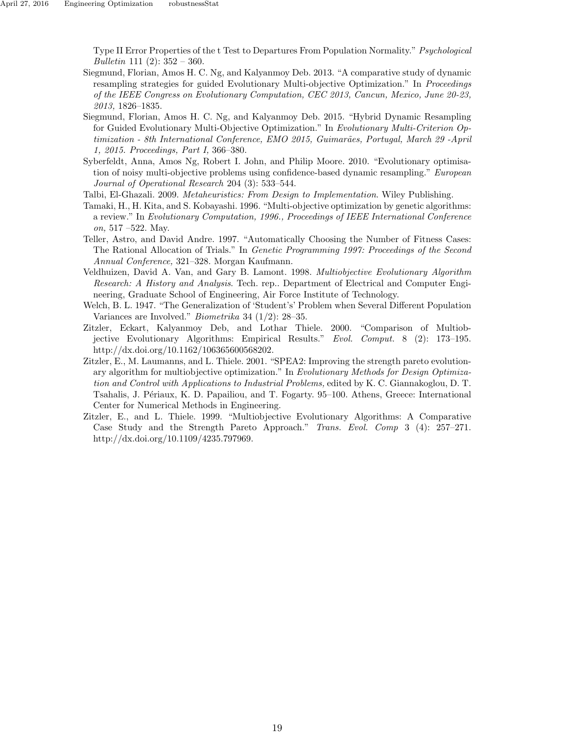Type II Error Properties of the t Test to Departures From Population Normality." *Psychological Bulletin* 111 (2): 352 – 360.

Siegmund, Florian, Amos H. C. Ng, and Kalyanmoy Deb. 2013. "A comparative study of dynamic resampling strategies for guided Evolutionary Multi-objective Optimization." In *Proceedings of the IEEE Congress on Evolutionary Computation, CEC 2013, Cancun, Mexico, June 20-23, 2013,* 1826–1835.

Siegmund, Florian, Amos H. C. Ng, and Kalyanmoy Deb. 2015. "Hybrid Dynamic Resampling for Guided Evolutionary Multi-Objective Optimization." In *Evolutionary Multi-Criterion Optimization - 8th International Conference, EMO 2015, Guimarães, Portugal, March 29 -April 1, 2015. Proceedings, Part I,* 366–380.

Syberfeldt, Anna, Amos Ng, Robert I. John, and Philip Moore. 2010. "Evolutionary optimisation of noisy multi-objective problems using confidence-based dynamic resampling." *European Journal of Operational Research* 204 (3): 533–544.

Talbi, El-Ghazali. 2009. *Metaheuristics: From Design to Implementation*. Wiley Publishing.

Tamaki, H., H. Kita, and S. Kobayashi. 1996. "Multi-objective optimization by genetic algorithms: a review." In *Evolutionary Computation, 1996., Proceedings of IEEE International Conference on,* 517 –522. May.

Teller, Astro, and David Andre. 1997. "Automatically Choosing the Number of Fitness Cases: The Rational Allocation of Trials." In *Genetic Programming 1997: Proceedings of the Second Annual Conference,* 321–328. Morgan Kaufmann.

Veldhuizen, David A. Van, and Gary B. Lamont. 1998. *Multiobjective Evolutionary Algorithm Research: A History and Analysis*. Tech. rep.. Department of Electrical and Computer Engineering, Graduate School of Engineering, Air Force Institute of Technology.

Welch, B. L. 1947. "The Generalization of 'Student's' Problem when Several Different Population Variances are Involved." *Biometrika* 34 (1/2): 28–35.

Zitzler, Eckart, Kalyanmoy Deb, and Lothar Thiele. 2000. "Comparison of Multiobjective Evolutionary Algorithms: Empirical Results." *Evol. Comput.* 8 (2): 173–195. http://dx.doi.org/10.1162/106365600568202.

Zitzler, E., M. Laumanns, and L. Thiele. 2001. "SPEA2: Improving the strength pareto evolutionary algorithm for multiobjective optimization." In *Evolutionary Methods for Design Optimization and Control with Applications to Industrial Problems,* edited by K. C. Giannakoglou, D. T. Tsahalis, J. Périaux, K. D. Papailiou, and T. Fogarty. 95–100. Athens, Greece: International Center for Numerical Methods in Engineering.

Zitzler, E., and L. Thiele. 1999. "Multiobjective Evolutionary Algorithms: A Comparative Case Study and the Strength Pareto Approach." *Trans. Evol. Comp* 3 (4): 257–271. http://dx.doi.org/10.1109/4235.797969.